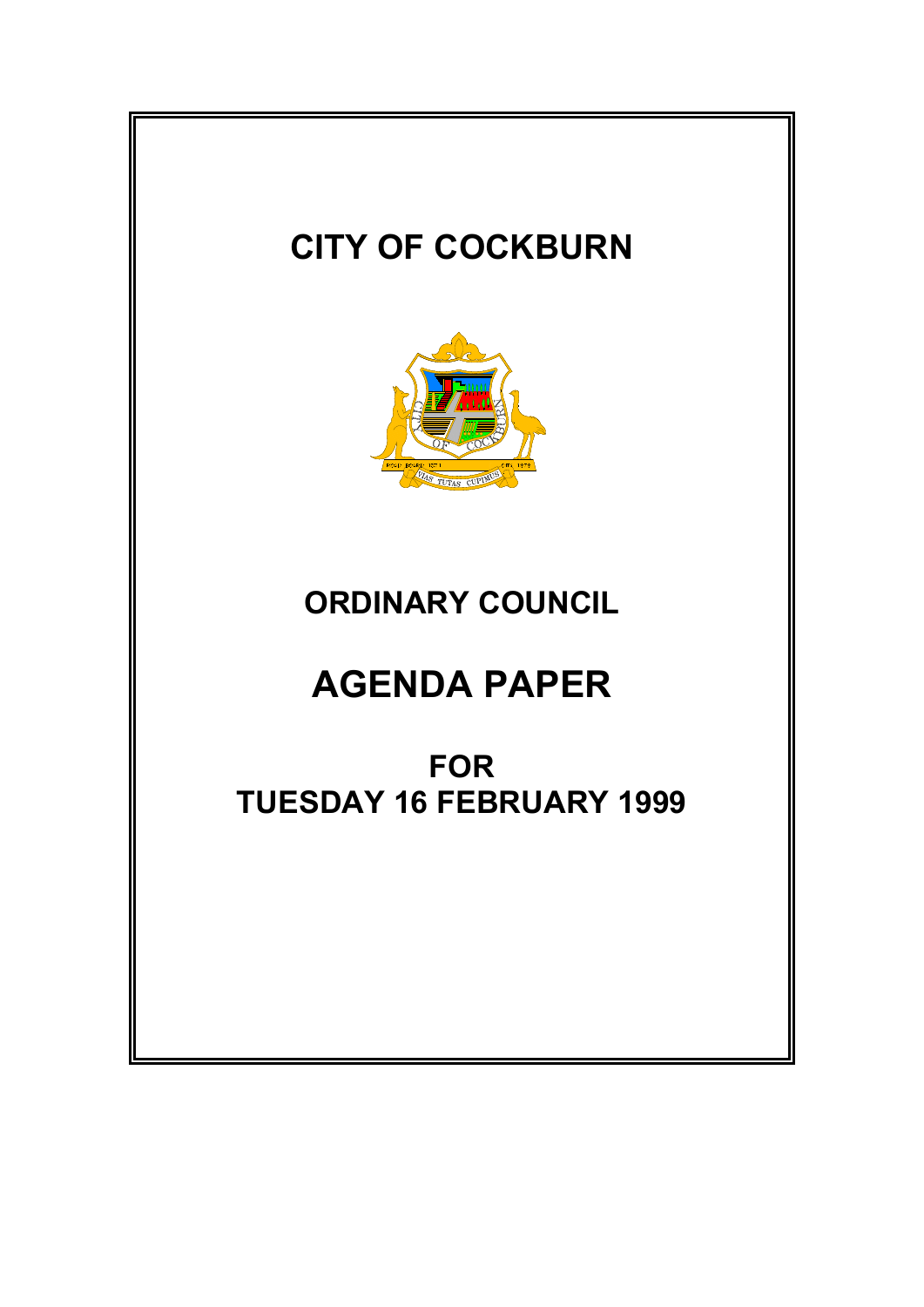# CITY OF COCKBURN

## ORDINARY COUNCIL

# AGENDA PAPER

## FOR
## TUESDAY 16 FEBRUARY 1999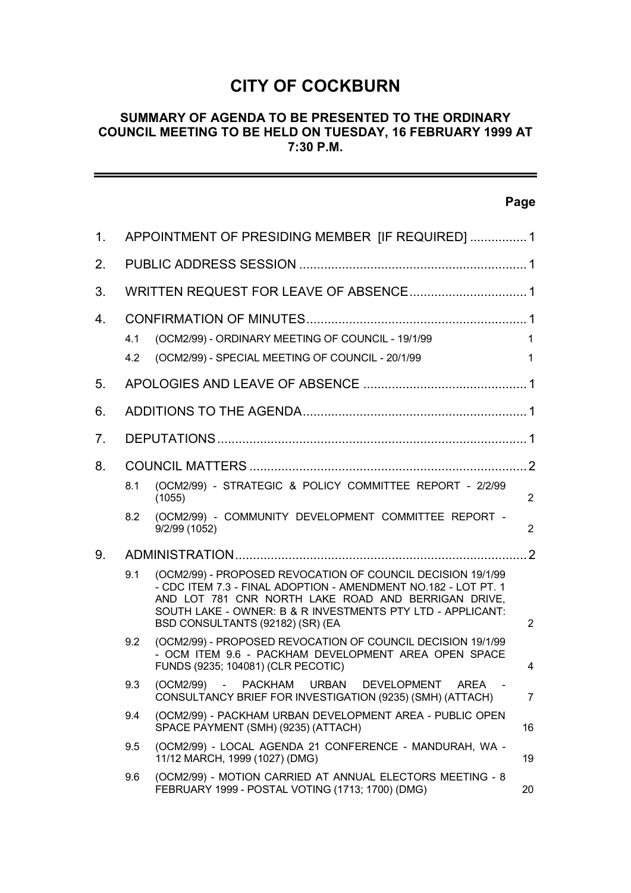# CITY OF COCKBURN

## SUMMARY OF AGENDA TO BE PRESENTED TO THE ORDINARY COUNCIL MEETING TO BE HELD ON TUESDAY, 16 FEBRUARY 1999 AT 7:30 P.M.

| | | | Page |
|---|---|---|---|
| 1. | APPOINTMENT OF PRESIDING MEMBER [IF REQUIRED] | | 1 |
| 2. | PUBLIC ADDRESS SESSION | | 1 |
| 3. | WRITTEN REQUEST FOR LEAVE OF ABSENCE | | 1 |
| 4. | CONFIRMATION OF MINUTES | | 1 |
| | 4.1 | (OCM2/99) - ORDINARY MEETING OF COUNCIL - 19/1/99 | 1 |
| | 4.2 | (OCM2/99) - SPECIAL MEETING OF COUNCIL - 20/1/99 | 1 |
| 5. | APOLOGIES AND LEAVE OF ABSENCE | | 1 |
| 6. | ADDITIONS TO THE AGENDA | | 1 |
| 7. | DEPUTATIONS | | 1 |
| 8. | COUNCIL MATTERS | | 2 |
| | 8.1 | (OCM2/99) - STRATEGIC & POLICY COMMITTEE REPORT - 2/2/99 (1055) | 2 |
| | 8.2 | (OCM2/99) - COMMUNITY DEVELOPMENT COMMITTEE REPORT - 9/2/99 (1052) | 2 |
| 9. | ADMINISTRATION | | 2 |
| | 9.1 | (OCM2/99) - PROPOSED REVOCATION OF COUNCIL DECISION 19/1/99 - CDC ITEM 7.3 - FINAL ADOPTION - AMENDMENT NO.182 - LOT PT. 1 AND LOT 781 CNR NORTH LAKE ROAD AND BERRIGAN DRIVE, SOUTH LAKE - OWNER: B & R INVESTMENTS PTY LTD - APPLICANT: BSD CONSULTANTS (92182) (SR) (EA | 2 |
| | 9.2 | (OCM2/99) - PROPOSED REVOCATION OF COUNCIL DECISION 19/1/99 - OCM ITEM 9.6 - PACKHAM DEVELOPMENT AREA OPEN SPACE FUNDS (9235; 104081) (CLR PECOTIC) | 4 |
| | 9.3 | (OCM2/99) - PACKHAM URBAN DEVELOPMENT AREA - CONSULTANCY BRIEF FOR INVESTIGATION (9235) (SMH) (ATTACH) | 7 |
| | 9.4 | (OCM2/99) - PACKHAM URBAN DEVELOPMENT AREA - PUBLIC OPEN SPACE PAYMENT (SMH) (9235) (ATTACH) | 16 |
| | 9.5 | (OCM2/99) - LOCAL AGENDA 21 CONFERENCE - MANDURAH, WA - 11/12 MARCH, 1999 (1027) (DMG) | 19 |
| | 9.6 | (OCM2/99) - MOTION CARRIED AT ANNUAL ELECTORS MEETING - 8 FEBRUARY 1999 - POSTAL VOTING (1713; 1700) (DMG) | 20 |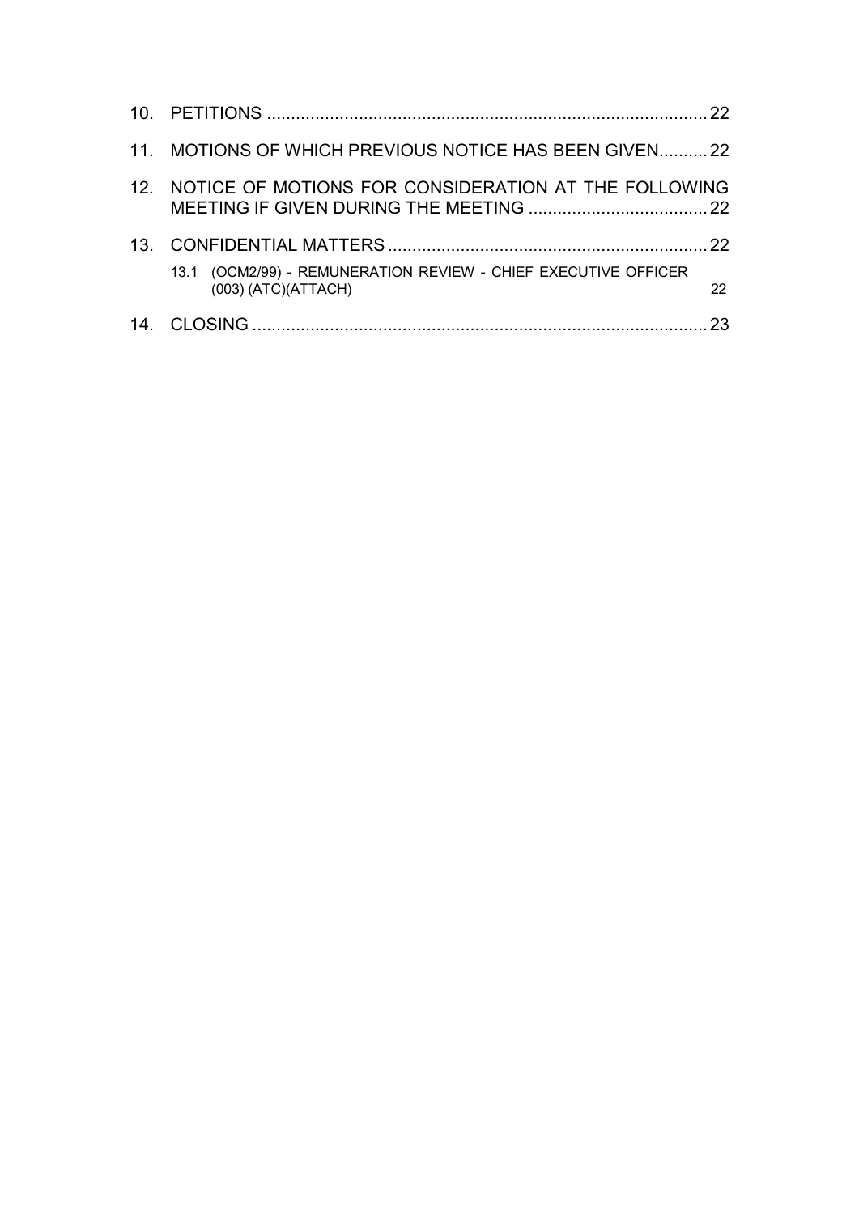10. PETITIONS .......................................................................................... 22

11. MOTIONS OF WHICH PREVIOUS NOTICE HAS BEEN GIVEN.......... 22

12. NOTICE OF MOTIONS FOR CONSIDERATION AT THE FOLLOWING MEETING IF GIVEN DURING THE MEETING ..................................... 22

13. CONFIDENTIAL MATTERS .................................................................. 22

    13.1 (OCM2/99) - REMUNERATION REVIEW - CHIEF EXECUTIVE OFFICER (003) (ATC)(ATTACH) 22

14. CLOSING .............................................................................................. 23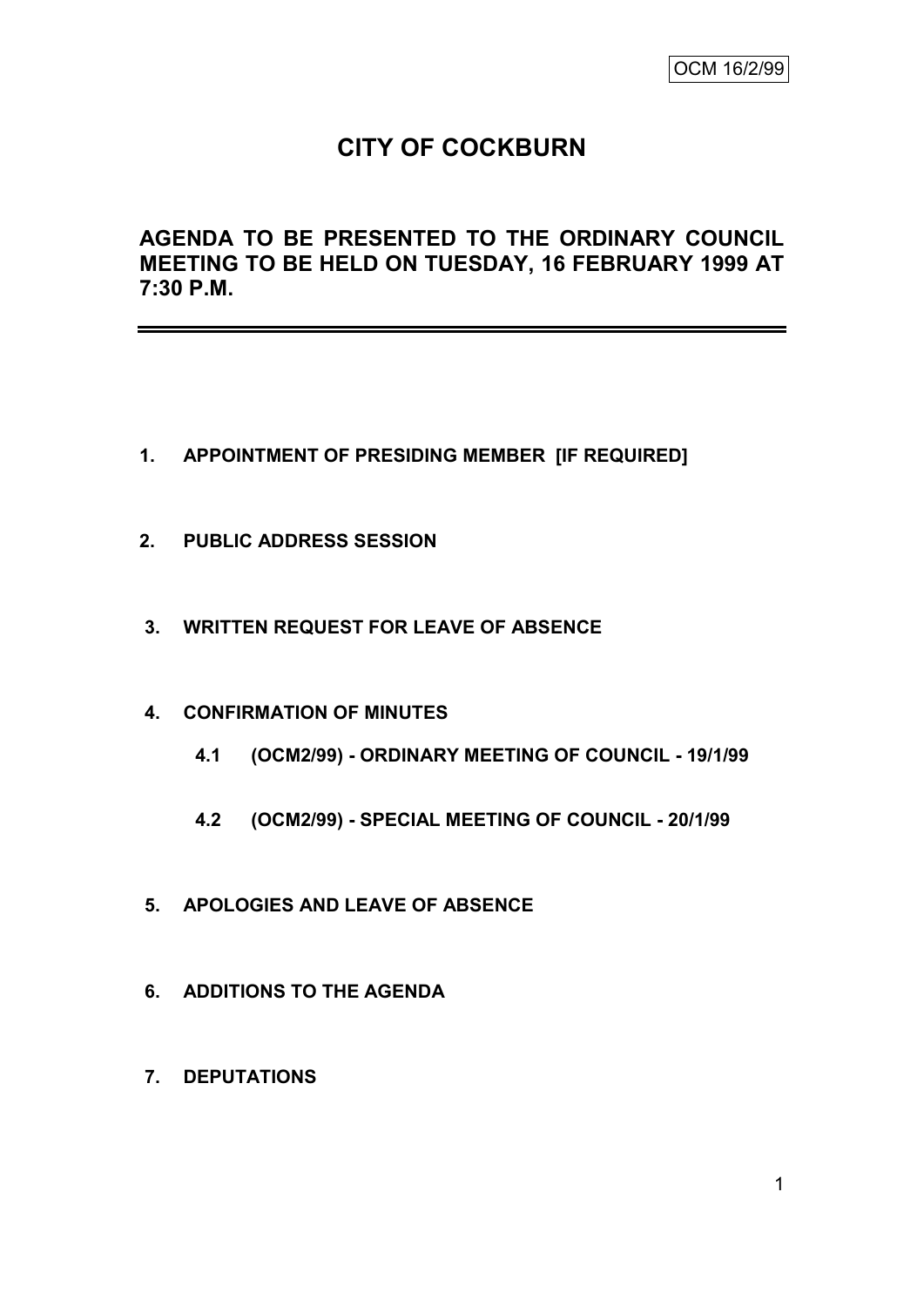OCM 16/2/99

# CITY OF COCKBURN

## AGENDA TO BE PRESENTED TO THE ORDINARY COUNCIL MEETING TO BE HELD ON TUESDAY, 16 FEBRUARY 1999 AT 7:30 P.M.

---

**1. APPOINTMENT OF PRESIDING MEMBER [IF REQUIRED]**

**2. PUBLIC ADDRESS SESSION**

**3. WRITTEN REQUEST FOR LEAVE OF ABSENCE**

**4. CONFIRMATION OF MINUTES**

**4.1 (OCM2/99) - ORDINARY MEETING OF COUNCIL - 19/1/99**

**4.2 (OCM2/99) - SPECIAL MEETING OF COUNCIL - 20/1/99**

**5. APOLOGIES AND LEAVE OF ABSENCE**

**6. ADDITIONS TO THE AGENDA**

**7. DEPUTATIONS**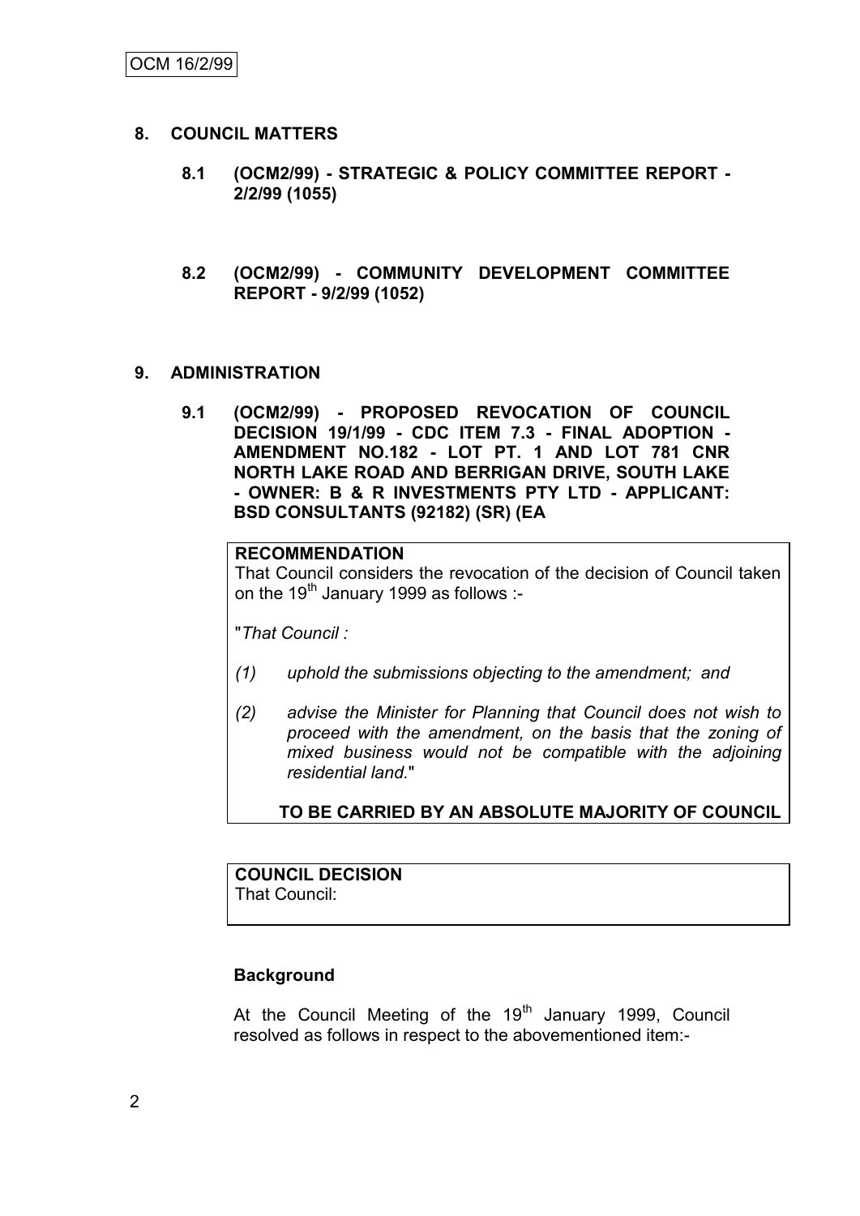## 8. COUNCIL MATTERS

### 8.1 (OCM2/99) - STRATEGIC & POLICY COMMITTEE REPORT - 2/2/99 (1055)

### 8.2 (OCM2/99) - COMMUNITY DEVELOPMENT COMMITTEE REPORT - 9/2/99 (1052)

## 9. ADMINISTRATION

### 9.1 (OCM2/99) - PROPOSED REVOCATION OF COUNCIL DECISION 19/1/99 - CDC ITEM 7.3 - FINAL ADOPTION - AMENDMENT NO.182 - LOT PT. 1 AND LOT 781 CNR NORTH LAKE ROAD AND BERRIGAN DRIVE, SOUTH LAKE - OWNER: B & R INVESTMENTS PTY LTD - APPLICANT: BSD CONSULTANTS (92182) (SR) (EA

**RECOMMENDATION**

That Council considers the revocation of the decision of Council taken on the 19th January 1999 as follows :-

"*That Council :*

*(1) uphold the submissions objecting to the amendment; and*

*(2) advise the Minister for Planning that Council does not wish to proceed with the amendment, on the basis that the zoning of mixed business would not be compatible with the adjoining residential land.*"

**TO BE CARRIED BY AN ABSOLUTE MAJORITY OF COUNCIL**

**COUNCIL DECISION**

That Council:

**Background**

At the Council Meeting of the 19th January 1999, Council resolved as follows in respect to the abovementioned item:-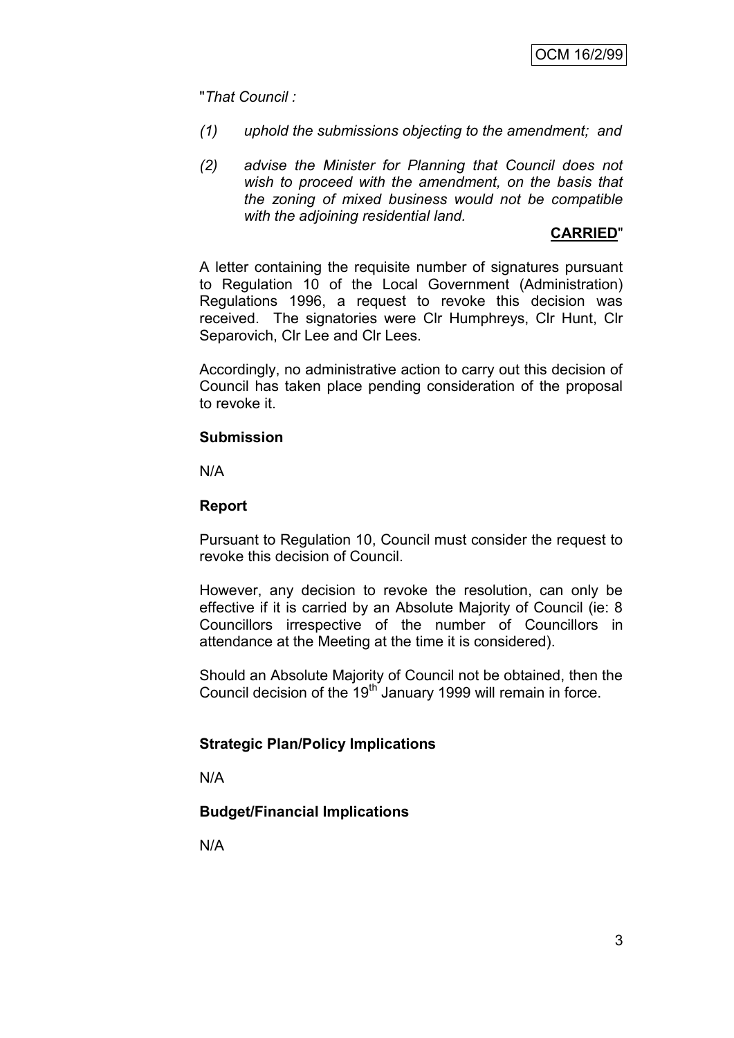"*That Council :*

*(1) uphold the submissions objecting to the amendment; and*

*(2) advise the Minister for Planning that Council does not wish to proceed with the amendment, on the basis that the zoning of mixed business would not be compatible with the adjoining residential land.*

**CARRIED**"

A letter containing the requisite number of signatures pursuant to Regulation 10 of the Local Government (Administration) Regulations 1996, a request to revoke this decision was received. The signatories were Clr Humphreys, Clr Hunt, Clr Separovich, Clr Lee and Clr Lees.

Accordingly, no administrative action to carry out this decision of Council has taken place pending consideration of the proposal to revoke it.

**Submission**

N/A

**Report**

Pursuant to Regulation 10, Council must consider the request to revoke this decision of Council.

However, any decision to revoke the resolution, can only be effective if it is carried by an Absolute Majority of Council (ie: 8 Councillors irrespective of the number of Councillors in attendance at the Meeting at the time it is considered).

Should an Absolute Majority of Council not be obtained, then the Council decision of the 19th January 1999 will remain in force.

**Strategic Plan/Policy Implications**

N/A

**Budget/Financial Implications**

N/A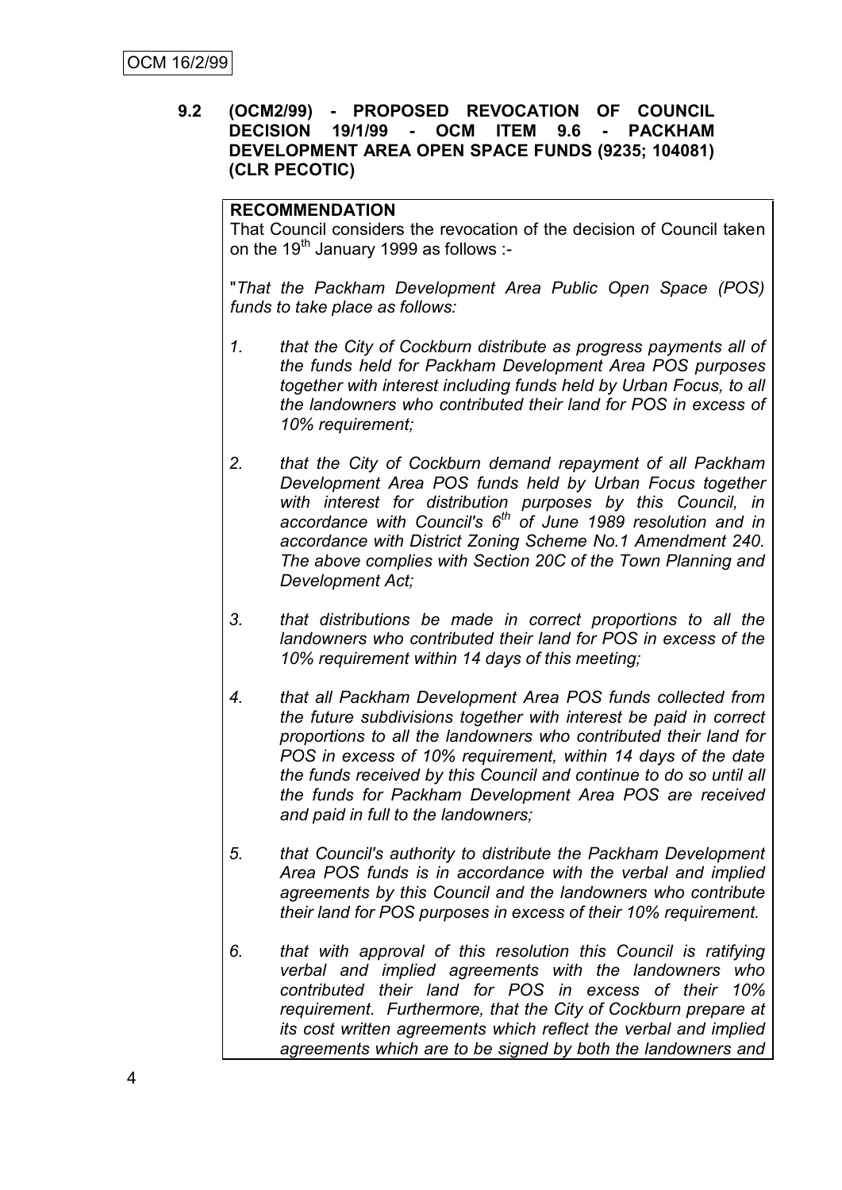**9.2 (OCM2/99) - PROPOSED REVOCATION OF COUNCIL DECISION 19/1/99 - OCM ITEM 9.6 - PACKHAM DEVELOPMENT AREA OPEN SPACE FUNDS (9235; 104081) (CLR PECOTIC)**

**RECOMMENDATION**

That Council considers the revocation of the decision of Council taken on the 19th January 1999 as follows :-

"*That the Packham Development Area Public Open Space (POS) funds to take place as follows:*

1. *that the City of Cockburn distribute as progress payments all of the funds held for Packham Development Area POS purposes together with interest including funds held by Urban Focus, to all the landowners who contributed their land for POS in excess of 10% requirement;*

2. *that the City of Cockburn demand repayment of all Packham Development Area POS funds held by Urban Focus together with interest for distribution purposes by this Council, in accordance with Council's 6th of June 1989 resolution and in accordance with District Zoning Scheme No.1 Amendment 240. The above complies with Section 20C of the Town Planning and Development Act;*

3. *that distributions be made in correct proportions to all the landowners who contributed their land for POS in excess of the 10% requirement within 14 days of this meeting;*

4. *that all Packham Development Area POS funds collected from the future subdivisions together with interest be paid in correct proportions to all the landowners who contributed their land for POS in excess of 10% requirement, within 14 days of the date the funds received by this Council and continue to do so until all the funds for Packham Development Area POS are received and paid in full to the landowners;*

5. *that Council's authority to distribute the Packham Development Area POS funds is in accordance with the verbal and implied agreements by this Council and the landowners who contribute their land for POS purposes in excess of their 10% requirement.*

6. *that with approval of this resolution this Council is ratifying verbal and implied agreements with the landowners who contributed their land for POS in excess of their 10% requirement. Furthermore, that the City of Cockburn prepare at its cost written agreements which reflect the verbal and implied agreements which are to be signed by both the landowners and*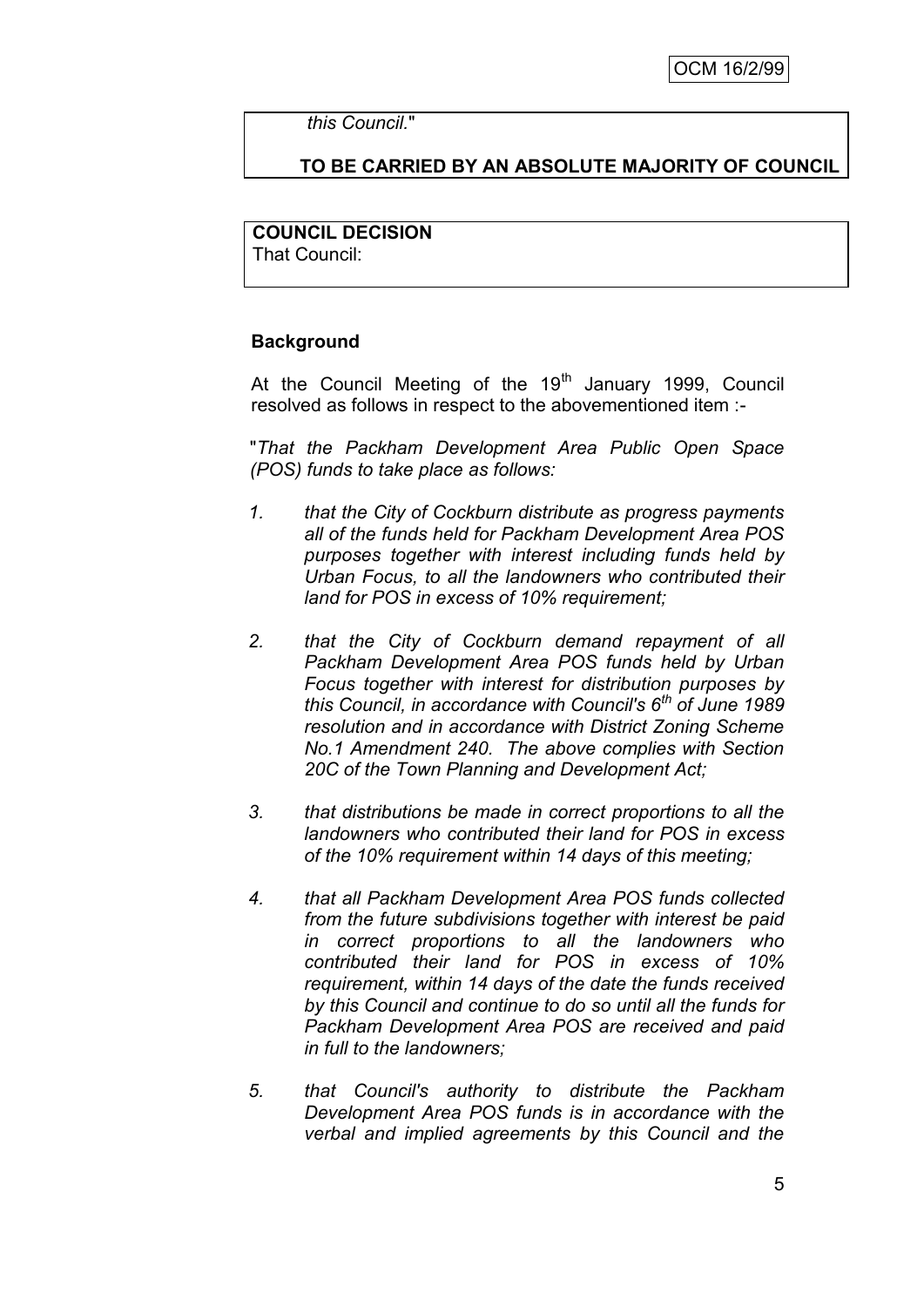*this Council.*"

**TO BE CARRIED BY AN ABSOLUTE MAJORITY OF COUNCIL**

**COUNCIL DECISION**
That Council:

**Background**

At the Council Meeting of the 19th January 1999, Council resolved as follows in respect to the abovementioned item :-

"*That the Packham Development Area Public Open Space (POS) funds to take place as follows:*

1. *that the City of Cockburn distribute as progress payments all of the funds held for Packham Development Area POS purposes together with interest including funds held by Urban Focus, to all the landowners who contributed their land for POS in excess of 10% requirement;*

2. *that the City of Cockburn demand repayment of all Packham Development Area POS funds held by Urban Focus together with interest for distribution purposes by this Council, in accordance with Council's 6th of June 1989 resolution and in accordance with District Zoning Scheme No.1 Amendment 240. The above complies with Section 20C of the Town Planning and Development Act;*

3. *that distributions be made in correct proportions to all the landowners who contributed their land for POS in excess of the 10% requirement within 14 days of this meeting;*

4. *that all Packham Development Area POS funds collected from the future subdivisions together with interest be paid in correct proportions to all the landowners who contributed their land for POS in excess of 10% requirement, within 14 days of the date the funds received by this Council and continue to do so until all the funds for Packham Development Area POS are received and paid in full to the landowners;*

5. *that Council's authority to distribute the Packham Development Area POS funds is in accordance with the verbal and implied agreements by this Council and the*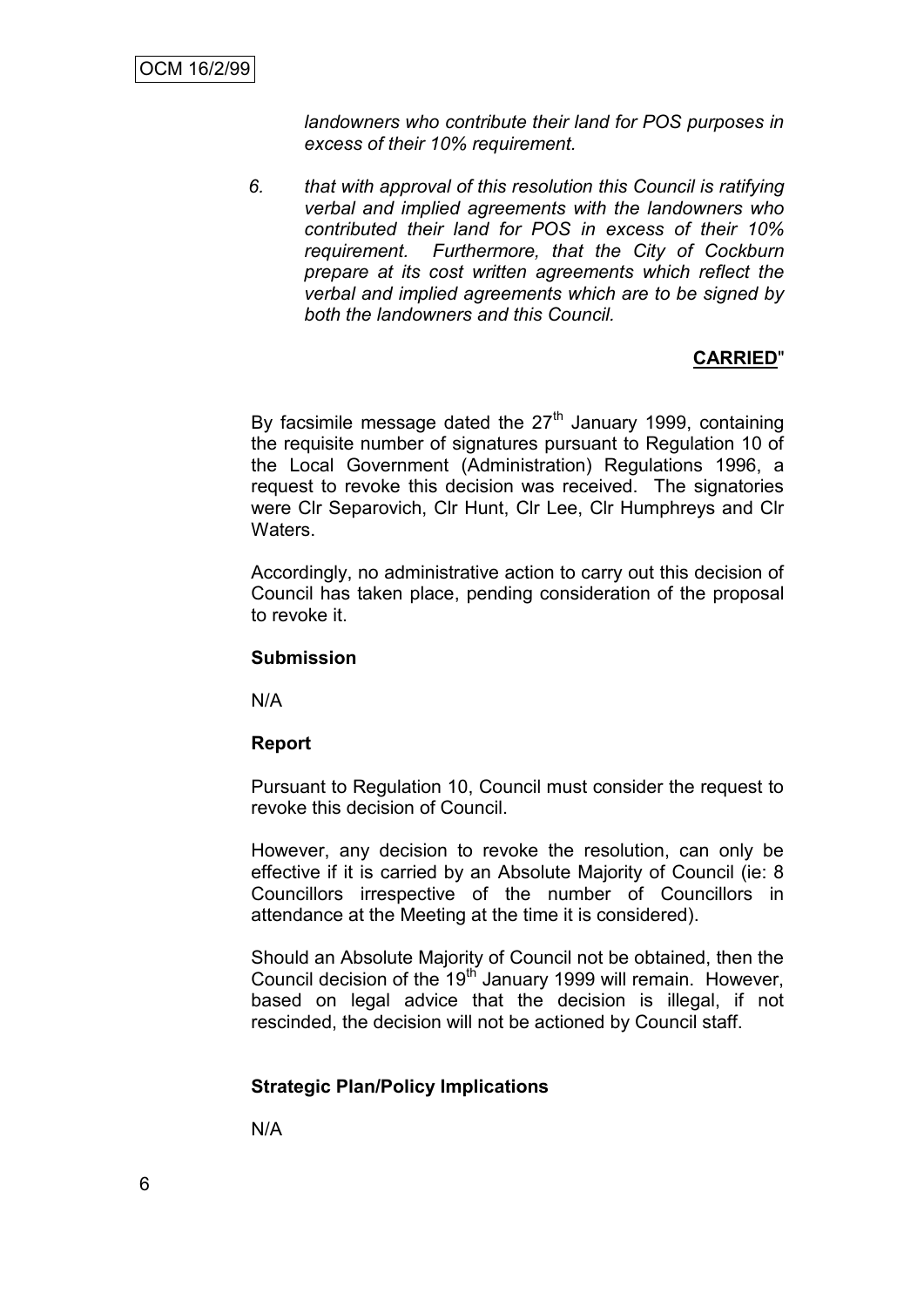*landowners who contribute their land for POS purposes in excess of their 10% requirement.*

6. *that with approval of this resolution this Council is ratifying verbal and implied agreements with the landowners who contributed their land for POS in excess of their 10% requirement. Furthermore, that the City of Cockburn prepare at its cost written agreements which reflect the verbal and implied agreements which are to be signed by both the landowners and this Council.*

**CARRIED**"

By facsimile message dated the 27th January 1999, containing the requisite number of signatures pursuant to Regulation 10 of the Local Government (Administration) Regulations 1996, a request to revoke this decision was received. The signatories were Clr Separovich, Clr Hunt, Clr Lee, Clr Humphreys and Clr Waters.

Accordingly, no administrative action to carry out this decision of Council has taken place, pending consideration of the proposal to revoke it.

**Submission**

N/A

**Report**

Pursuant to Regulation 10, Council must consider the request to revoke this decision of Council.

However, any decision to revoke the resolution, can only be effective if it is carried by an Absolute Majority of Council (ie: 8 Councillors irrespective of the number of Councillors in attendance at the Meeting at the time it is considered).

Should an Absolute Majority of Council not be obtained, then the Council decision of the 19th January 1999 will remain. However, based on legal advice that the decision is illegal, if not rescinded, the decision will not be actioned by Council staff.

**Strategic Plan/Policy Implications**

N/A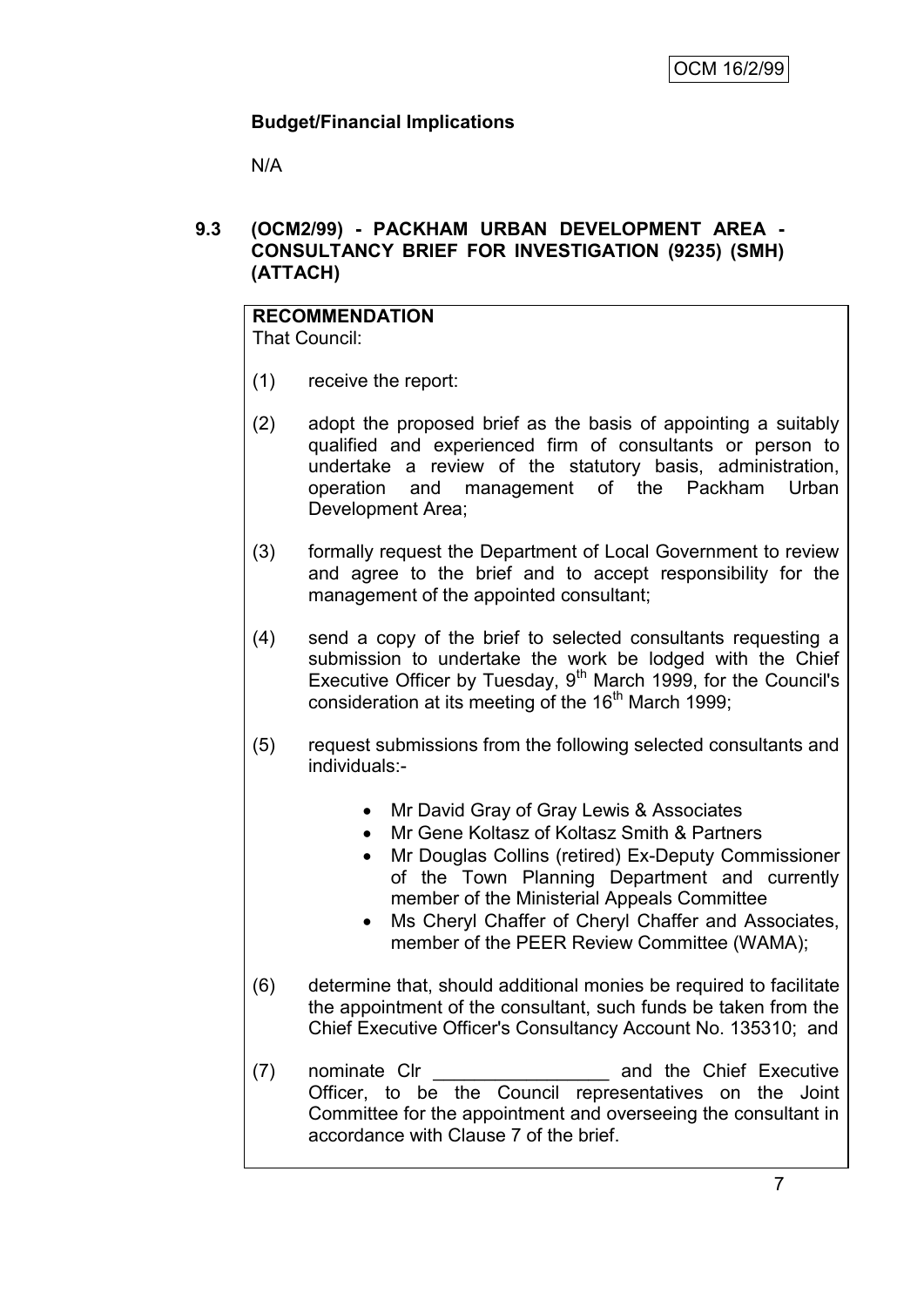**Budget/Financial Implications**

N/A

### 9.3 (OCM2/99) - PACKHAM URBAN DEVELOPMENT AREA - CONSULTANCY BRIEF FOR INVESTIGATION (9235) (SMH) (ATTACH)

**RECOMMENDATION**

That Council:

(1) receive the report:

(2) adopt the proposed brief as the basis of appointing a suitably qualified and experienced firm of consultants or person to undertake a review of the statutory basis, administration, operation and management of the Packham Urban Development Area;

(3) formally request the Department of Local Government to review and agree to the brief and to accept responsibility for the management of the appointed consultant;

(4) send a copy of the brief to selected consultants requesting a submission to undertake the work be lodged with the Chief Executive Officer by Tuesday, 9th March 1999, for the Council's consideration at its meeting of the 16th March 1999;

(5) request submissions from the following selected consultants and individuals:-

- Mr David Gray of Gray Lewis & Associates
- Mr Gene Koltasz of Koltasz Smith & Partners
- Mr Douglas Collins (retired) Ex-Deputy Commissioner of the Town Planning Department and currently member of the Ministerial Appeals Committee
- Ms Cheryl Chaffer of Cheryl Chaffer and Associates, member of the PEER Review Committee (WAMA);

(6) determine that, should additional monies be required to facilitate the appointment of the consultant, such funds be taken from the Chief Executive Officer's Consultancy Account No. 135310; and

(7) nominate Clr _________________ and the Chief Executive Officer, to be the Council representatives on the Joint Committee for the appointment and overseeing the consultant in accordance with Clause 7 of the brief.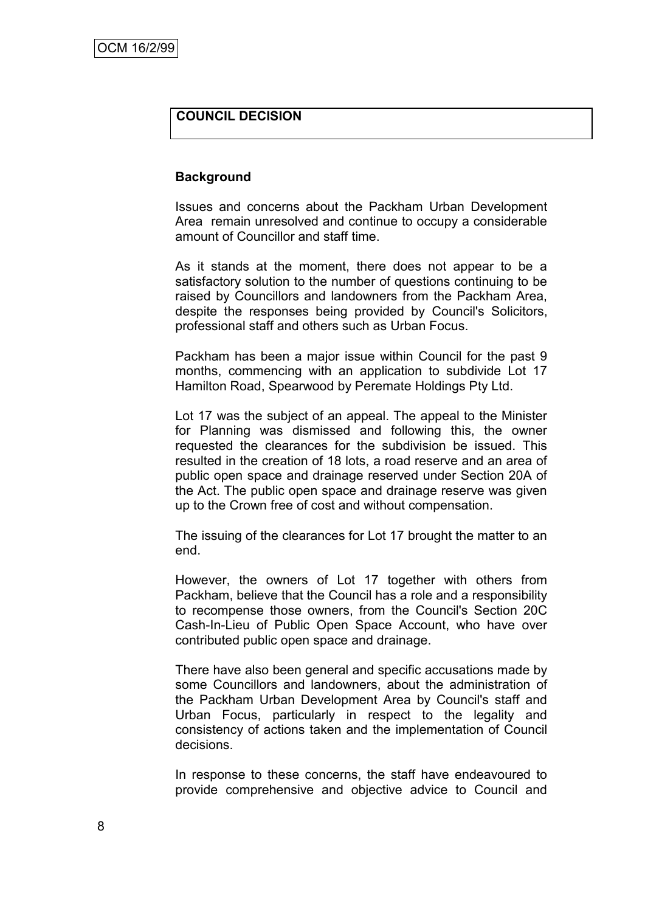**COUNCIL DECISION**

**Background**

Issues and concerns about the Packham Urban Development Area remain unresolved and continue to occupy a considerable amount of Councillor and staff time.

As it stands at the moment, there does not appear to be a satisfactory solution to the number of questions continuing to be raised by Councillors and landowners from the Packham Area, despite the responses being provided by Council's Solicitors, professional staff and others such as Urban Focus.

Packham has been a major issue within Council for the past 9 months, commencing with an application to subdivide Lot 17 Hamilton Road, Spearwood by Peremate Holdings Pty Ltd.

Lot 17 was the subject of an appeal. The appeal to the Minister for Planning was dismissed and following this, the owner requested the clearances for the subdivision be issued. This resulted in the creation of 18 lots, a road reserve and an area of public open space and drainage reserved under Section 20A of the Act. The public open space and drainage reserve was given up to the Crown free of cost and without compensation.

The issuing of the clearances for Lot 17 brought the matter to an end.

However, the owners of Lot 17 together with others from Packham, believe that the Council has a role and a responsibility to recompense those owners, from the Council's Section 20C Cash-In-Lieu of Public Open Space Account, who have over contributed public open space and drainage.

There have also been general and specific accusations made by some Councillors and landowners, about the administration of the Packham Urban Development Area by Council's staff and Urban Focus, particularly in respect to the legality and consistency of actions taken and the implementation of Council decisions.

In response to these concerns, the staff have endeavoured to provide comprehensive and objective advice to Council and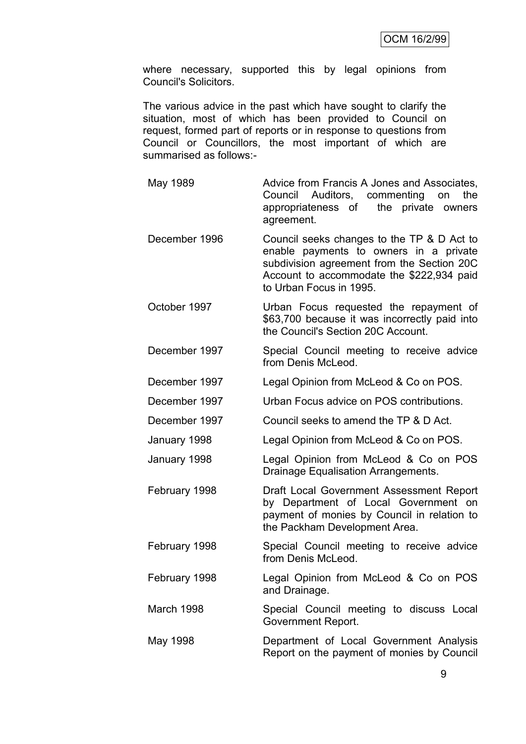where necessary, supported this by legal opinions from Council's Solicitors.

The various advice in the past which have sought to clarify the situation, most of which has been provided to Council on request, formed part of reports or in response to questions from Council or Councillors, the most important of which are summarised as follows:-

| | |
|---|---|
| May 1989 | Advice from Francis A Jones and Associates, Council Auditors, commenting on the appropriateness of the private owners agreement. |
| December 1996 | Council seeks changes to the TP & D Act to enable payments to owners in a private subdivision agreement from the Section 20C Account to accommodate the $222,934 paid to Urban Focus in 1995. |
| October 1997 | Urban Focus requested the repayment of $63,700 because it was incorrectly paid into the Council's Section 20C Account. |
| December 1997 | Special Council meeting to receive advice from Denis McLeod. |
| December 1997 | Legal Opinion from McLeod & Co on POS. |
| December 1997 | Urban Focus advice on POS contributions. |
| December 1997 | Council seeks to amend the TP & D Act. |
| January 1998 | Legal Opinion from McLeod & Co on POS. |
| January 1998 | Legal Opinion from McLeod & Co on POS Drainage Equalisation Arrangements. |
| February 1998 | Draft Local Government Assessment Report by Department of Local Government on payment of monies by Council in relation to the Packham Development Area. |
| February 1998 | Special Council meeting to receive advice from Denis McLeod. |
| February 1998 | Legal Opinion from McLeod & Co on POS and Drainage. |
| March 1998 | Special Council meeting to discuss Local Government Report. |
| May 1998 | Department of Local Government Analysis Report on the payment of monies by Council |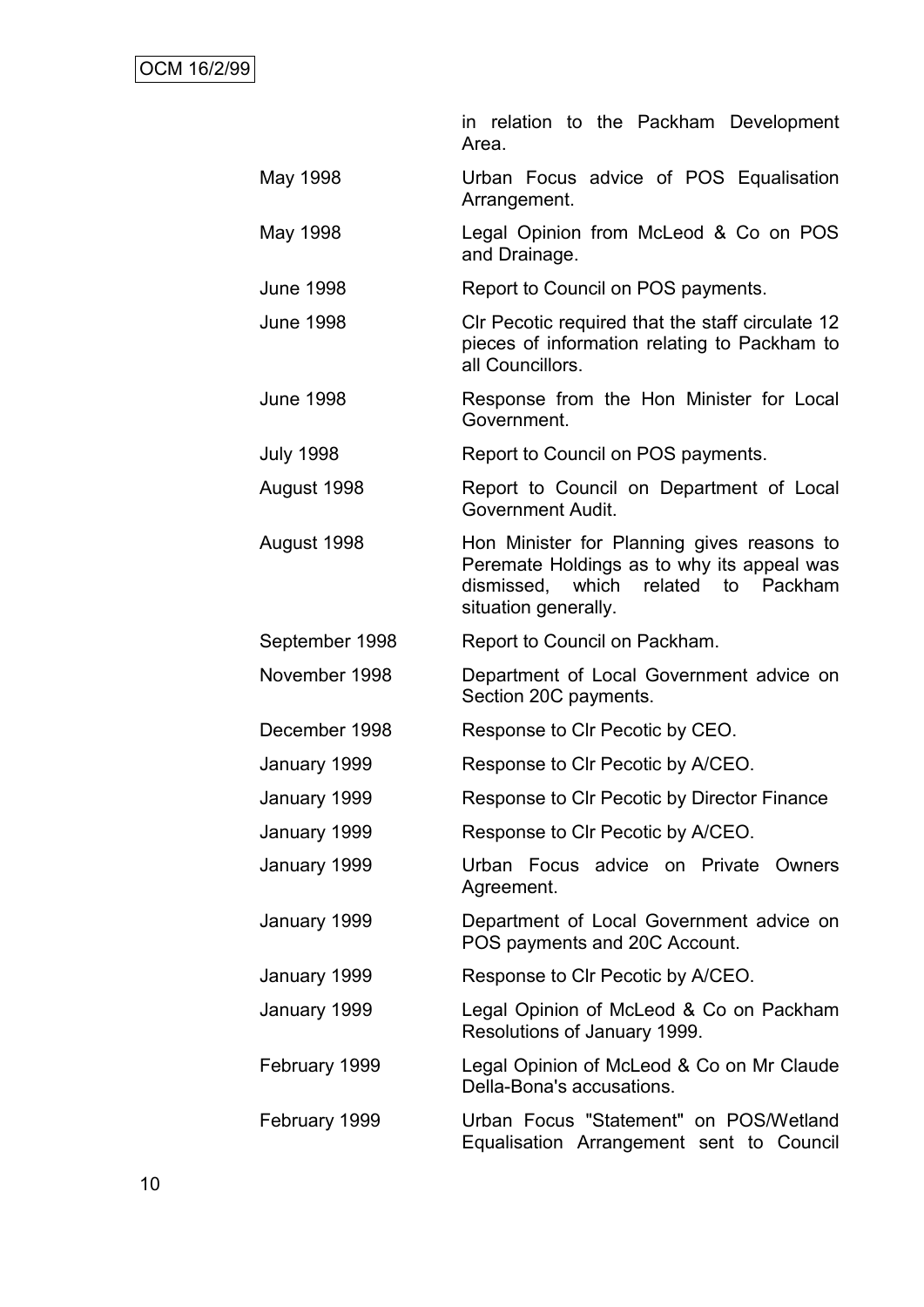| | |
|---|---|
| | in relation to the Packham Development Area. |
| May 1998 | Urban Focus advice of POS Equalisation Arrangement. |
| May 1998 | Legal Opinion from McLeod & Co on POS and Drainage. |
| June 1998 | Report to Council on POS payments. |
| June 1998 | Clr Pecotic required that the staff circulate 12 pieces of information relating to Packham to all Councillors. |
| June 1998 | Response from the Hon Minister for Local Government. |
| July 1998 | Report to Council on POS payments. |
| August 1998 | Report to Council on Department of Local Government Audit. |
| August 1998 | Hon Minister for Planning gives reasons to Peremate Holdings as to why its appeal was dismissed, which related to Packham situation generally. |
| September 1998 | Report to Council on Packham. |
| November 1998 | Department of Local Government advice on Section 20C payments. |
| December 1998 | Response to Clr Pecotic by CEO. |
| January 1999 | Response to Clr Pecotic by A/CEO. |
| January 1999 | Response to Clr Pecotic by Director Finance |
| January 1999 | Response to Clr Pecotic by A/CEO. |
| January 1999 | Urban Focus advice on Private Owners Agreement. |
| January 1999 | Department of Local Government advice on POS payments and 20C Account. |
| January 1999 | Response to Clr Pecotic by A/CEO. |
| January 1999 | Legal Opinion of McLeod & Co on Packham Resolutions of January 1999. |
| February 1999 | Legal Opinion of McLeod & Co on Mr Claude Della-Bona's accusations. |
| February 1999 | Urban Focus "Statement" on POS/Wetland Equalisation Arrangement sent to Council |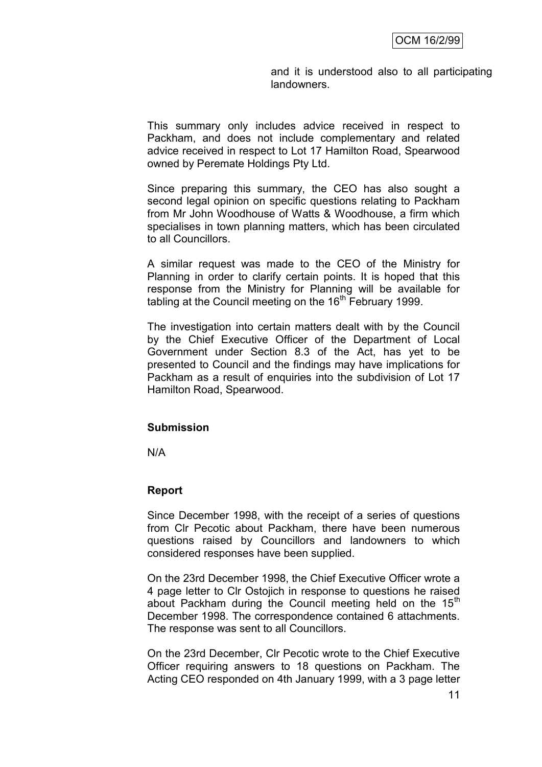and it is understood also to all participating landowners.

This summary only includes advice received in respect to Packham, and does not include complementary and related advice received in respect to Lot 17 Hamilton Road, Spearwood owned by Peremate Holdings Pty Ltd.

Since preparing this summary, the CEO has also sought a second legal opinion on specific questions relating to Packham from Mr John Woodhouse of Watts & Woodhouse, a firm which specialises in town planning matters, which has been circulated to all Councillors.

A similar request was made to the CEO of the Ministry for Planning in order to clarify certain points. It is hoped that this response from the Ministry for Planning will be available for tabling at the Council meeting on the 16th February 1999.

The investigation into certain matters dealt with by the Council by the Chief Executive Officer of the Department of Local Government under Section 8.3 of the Act, has yet to be presented to Council and the findings may have implications for Packham as a result of enquiries into the subdivision of Lot 17 Hamilton Road, Spearwood.

**Submission**

N/A

**Report**

Since December 1998, with the receipt of a series of questions from Clr Pecotic about Packham, there have been numerous questions raised by Councillors and landowners to which considered responses have been supplied.

On the 23rd December 1998, the Chief Executive Officer wrote a 4 page letter to Clr Ostojich in response to questions he raised about Packham during the Council meeting held on the 15th December 1998. The correspondence contained 6 attachments. The response was sent to all Councillors.

On the 23rd December, Clr Pecotic wrote to the Chief Executive Officer requiring answers to 18 questions on Packham. The Acting CEO responded on 4th January 1999, with a 3 page letter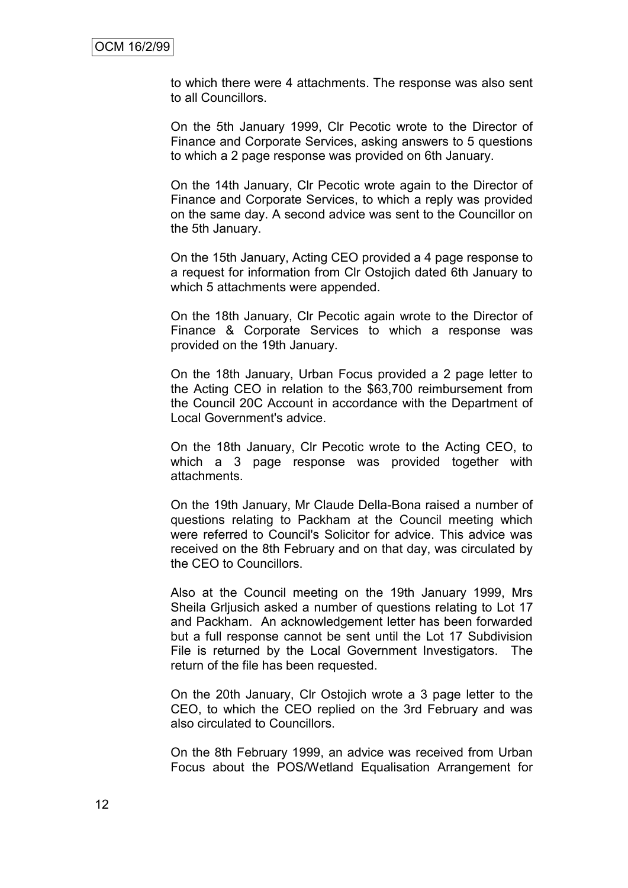to which there were 4 attachments. The response was also sent to all Councillors.

On the 5th January 1999, Clr Pecotic wrote to the Director of Finance and Corporate Services, asking answers to 5 questions to which a 2 page response was provided on 6th January.

On the 14th January, Clr Pecotic wrote again to the Director of Finance and Corporate Services, to which a reply was provided on the same day. A second advice was sent to the Councillor on the 5th January.

On the 15th January, Acting CEO provided a 4 page response to a request for information from Clr Ostojich dated 6th January to which 5 attachments were appended.

On the 18th January, Clr Pecotic again wrote to the Director of Finance & Corporate Services to which a response was provided on the 19th January.

On the 18th January, Urban Focus provided a 2 page letter to the Acting CEO in relation to the $63,700 reimbursement from the Council 20C Account in accordance with the Department of Local Government's advice.

On the 18th January, Clr Pecotic wrote to the Acting CEO, to which a 3 page response was provided together with attachments.

On the 19th January, Mr Claude Della-Bona raised a number of questions relating to Packham at the Council meeting which were referred to Council's Solicitor for advice. This advice was received on the 8th February and on that day, was circulated by the CEO to Councillors.

Also at the Council meeting on the 19th January 1999, Mrs Sheila Grljusich asked a number of questions relating to Lot 17 and Packham. An acknowledgement letter has been forwarded but a full response cannot be sent until the Lot 17 Subdivision File is returned by the Local Government Investigators. The return of the file has been requested.

On the 20th January, Clr Ostojich wrote a 3 page letter to the CEO, to which the CEO replied on the 3rd February and was also circulated to Councillors.

On the 8th February 1999, an advice was received from Urban Focus about the POS/Wetland Equalisation Arrangement for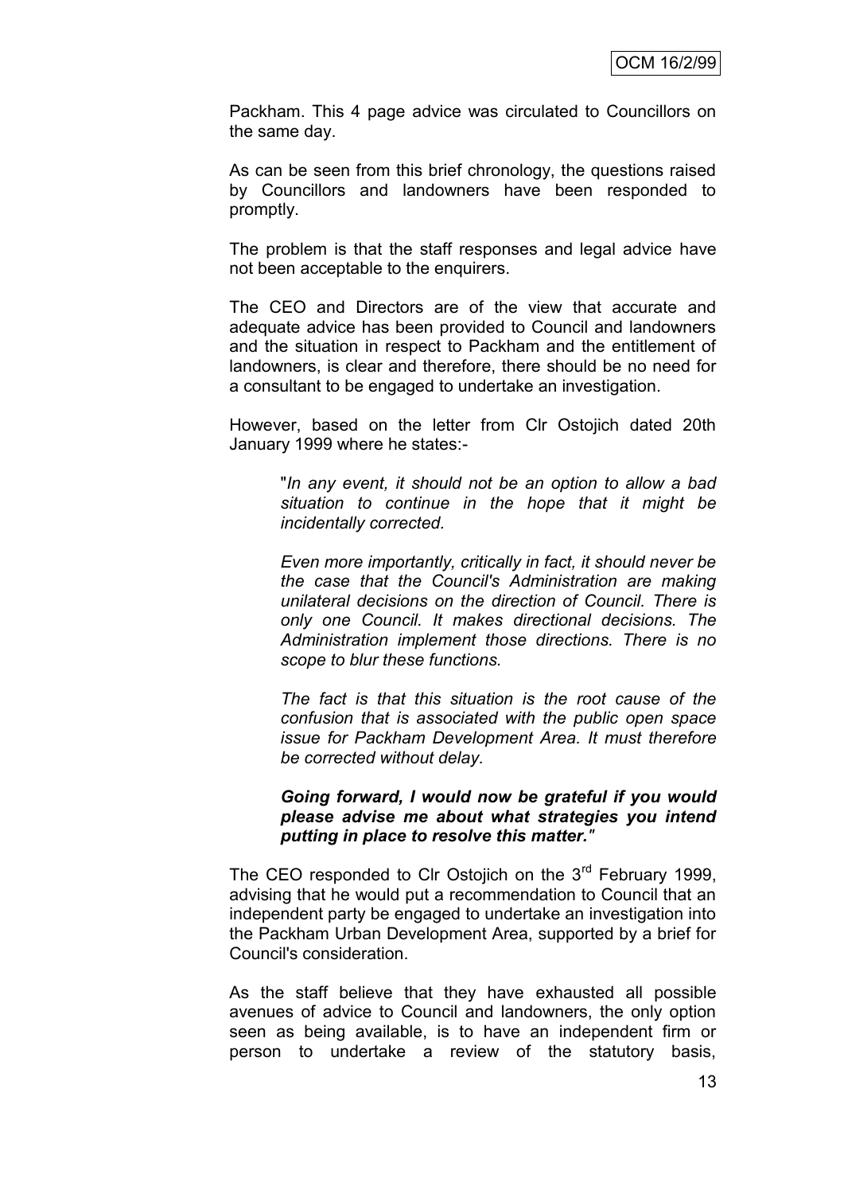Packham. This 4 page advice was circulated to Councillors on the same day.

As can be seen from this brief chronology, the questions raised by Councillors and landowners have been responded to promptly.

The problem is that the staff responses and legal advice have not been acceptable to the enquirers.

The CEO and Directors are of the view that accurate and adequate advice has been provided to Council and landowners and the situation in respect to Packham and the entitlement of landowners, is clear and therefore, there should be no need for a consultant to be engaged to undertake an investigation.

However, based on the letter from Clr Ostojich dated 20th January 1999 where he states:-

> "*In any event, it should not be an option to allow a bad situation to continue in the hope that it might be incidentally corrected.*
>
> *Even more importantly, critically in fact, it should never be the case that the Council's Administration are making unilateral decisions on the direction of Council. There is only one Council. It makes directional decisions. The Administration implement those directions. There is no scope to blur these functions.*
>
> *The fact is that this situation is the root cause of the confusion that is associated with the public open space issue for Packham Development Area. It must therefore be corrected without delay.*
>
> ***Going forward, I would now be grateful if you would please advise me about what strategies you intend putting in place to resolve this matter."***

The CEO responded to Clr Ostojich on the 3rd February 1999, advising that he would put a recommendation to Council that an independent party be engaged to undertake an investigation into the Packham Urban Development Area, supported by a brief for Council's consideration.

As the staff believe that they have exhausted all possible avenues of advice to Council and landowners, the only option seen as being available, is to have an independent firm or person to undertake a review of the statutory basis,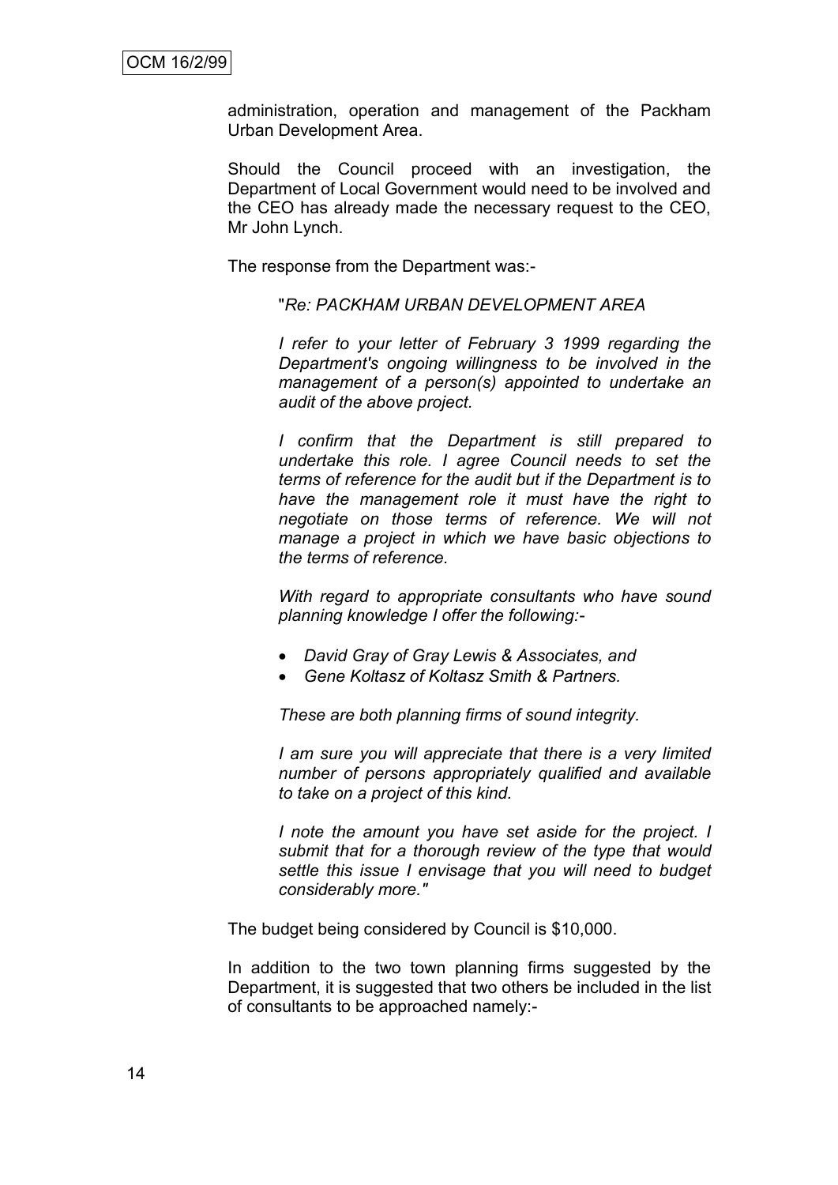administration, operation and management of the Packham Urban Development Area.

Should the Council proceed with an investigation, the Department of Local Government would need to be involved and the CEO has already made the necessary request to the CEO, Mr John Lynch.

The response from the Department was:-

> "*Re: PACKHAM URBAN DEVELOPMENT AREA*
>
> *I refer to your letter of February 3 1999 regarding the Department's ongoing willingness to be involved in the management of a person(s) appointed to undertake an audit of the above project.*
>
> *I confirm that the Department is still prepared to undertake this role. I agree Council needs to set the terms of reference for the audit but if the Department is to have the management role it must have the right to negotiate on those terms of reference. We will not manage a project in which we have basic objections to the terms of reference.*
>
> *With regard to appropriate consultants who have sound planning knowledge I offer the following:-*
>
> - *David Gray of Gray Lewis & Associates, and*
> - *Gene Koltasz of Koltasz Smith & Partners.*
>
> *These are both planning firms of sound integrity.*
>
> *I am sure you will appreciate that there is a very limited number of persons appropriately qualified and available to take on a project of this kind.*
>
> *I note the amount you have set aside for the project. I submit that for a thorough review of the type that would settle this issue I envisage that you will need to budget considerably more."*

The budget being considered by Council is $10,000.

In addition to the two town planning firms suggested by the Department, it is suggested that two others be included in the list of consultants to be approached namely:-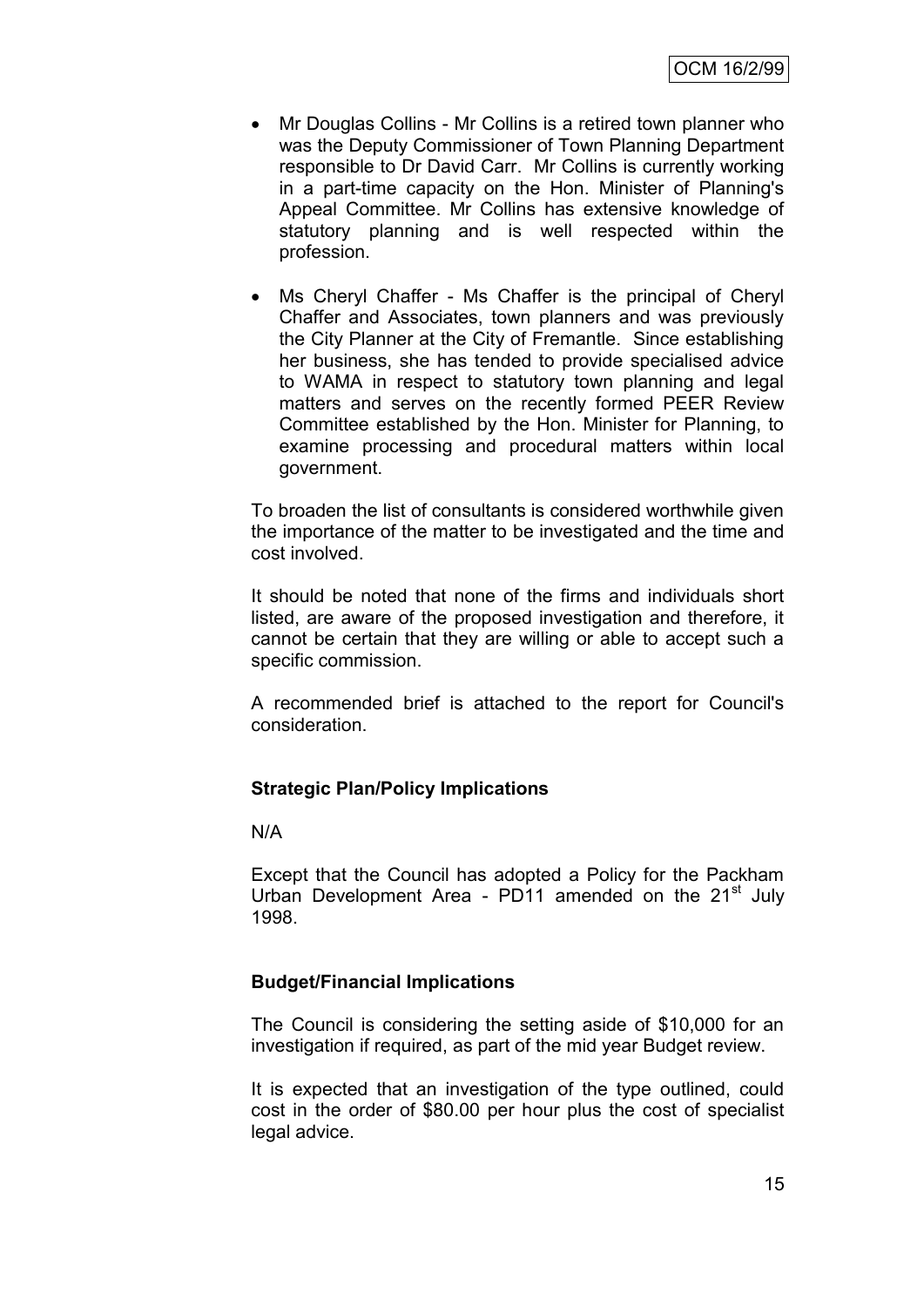- Mr Douglas Collins - Mr Collins is a retired town planner who was the Deputy Commissioner of Town Planning Department responsible to Dr David Carr. Mr Collins is currently working in a part-time capacity on the Hon. Minister of Planning's Appeal Committee. Mr Collins has extensive knowledge of statutory planning and is well respected within the profession.
- Ms Cheryl Chaffer - Ms Chaffer is the principal of Cheryl Chaffer and Associates, town planners and was previously the City Planner at the City of Fremantle. Since establishing her business, she has tended to provide specialised advice to WAMA in respect to statutory town planning and legal matters and serves on the recently formed PEER Review Committee established by the Hon. Minister for Planning, to examine processing and procedural matters within local government.

To broaden the list of consultants is considered worthwhile given the importance of the matter to be investigated and the time and cost involved.

It should be noted that none of the firms and individuals short listed, are aware of the proposed investigation and therefore, it cannot be certain that they are willing or able to accept such a specific commission.

A recommended brief is attached to the report for Council's consideration.

**Strategic Plan/Policy Implications**

N/A

Except that the Council has adopted a Policy for the Packham Urban Development Area - PD11 amended on the 21st July 1998.

**Budget/Financial Implications**

The Council is considering the setting aside of $10,000 for an investigation if required, as part of the mid year Budget review.

It is expected that an investigation of the type outlined, could cost in the order of $80.00 per hour plus the cost of specialist legal advice.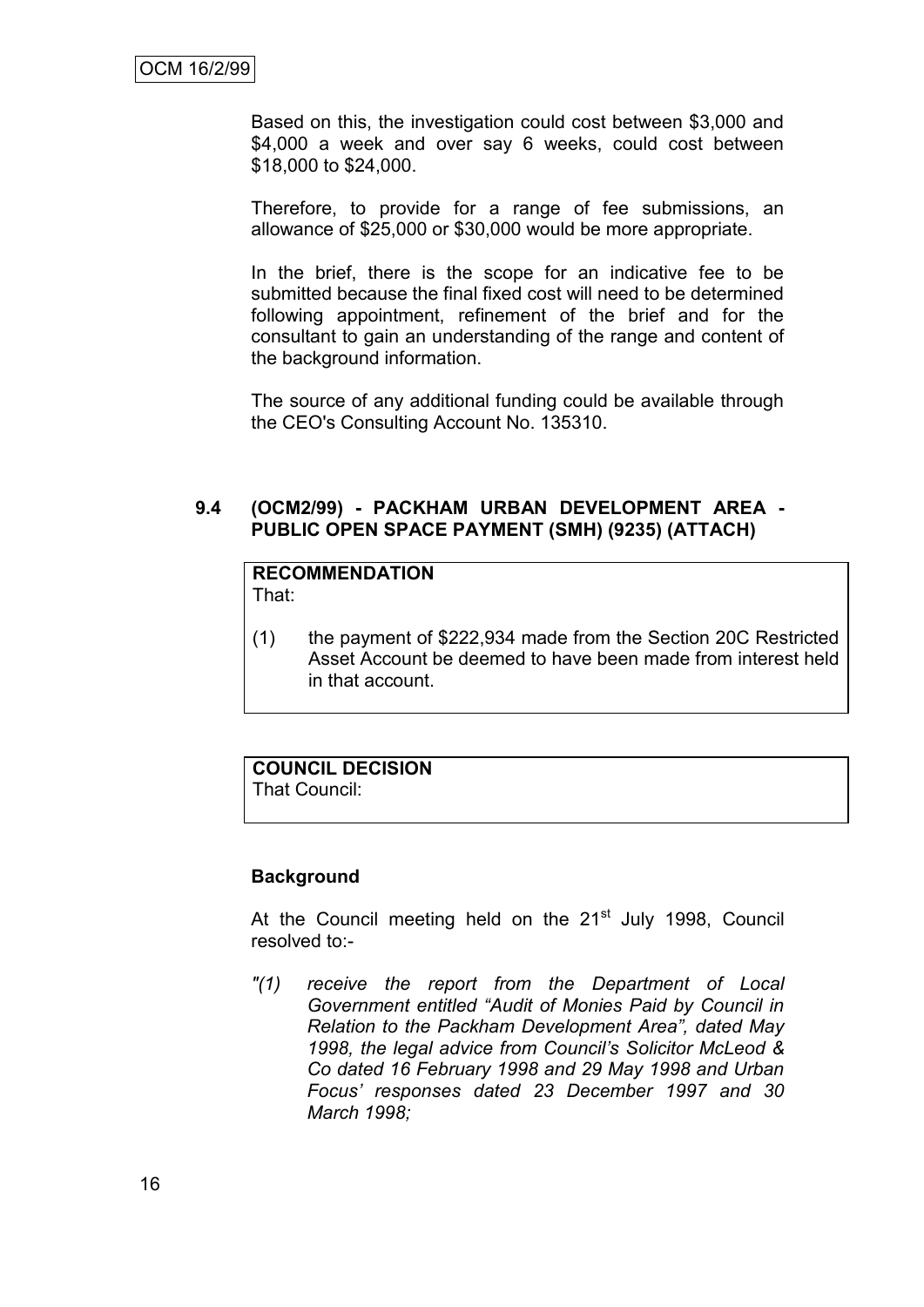Based on this, the investigation could cost between $3,000 and $4,000 a week and over say 6 weeks, could cost between $18,000 to $24,000.

Therefore, to provide for a range of fee submissions, an allowance of $25,000 or $30,000 would be more appropriate.

In the brief, there is the scope for an indicative fee to be submitted because the final fixed cost will need to be determined following appointment, refinement of the brief and for the consultant to gain an understanding of the range and content of the background information.

The source of any additional funding could be available through the CEO's Consulting Account No. 135310.

### 9.4 (OCM2/99) - PACKHAM URBAN DEVELOPMENT AREA - PUBLIC OPEN SPACE PAYMENT (SMH) (9235) (ATTACH)

**RECOMMENDATION**
That:

(1) the payment of $222,934 made from the Section 20C Restricted Asset Account be deemed to have been made from interest held in that account.

**COUNCIL DECISION**
That Council:

**Background**

At the Council meeting held on the 21st July 1998, Council resolved to:-

*"(1) receive the report from the Department of Local Government entitled "Audit of Monies Paid by Council in Relation to the Packham Development Area", dated May 1998, the legal advice from Council's Solicitor McLeod & Co dated 16 February 1998 and 29 May 1998 and Urban Focus' responses dated 23 December 1997 and 30 March 1998;*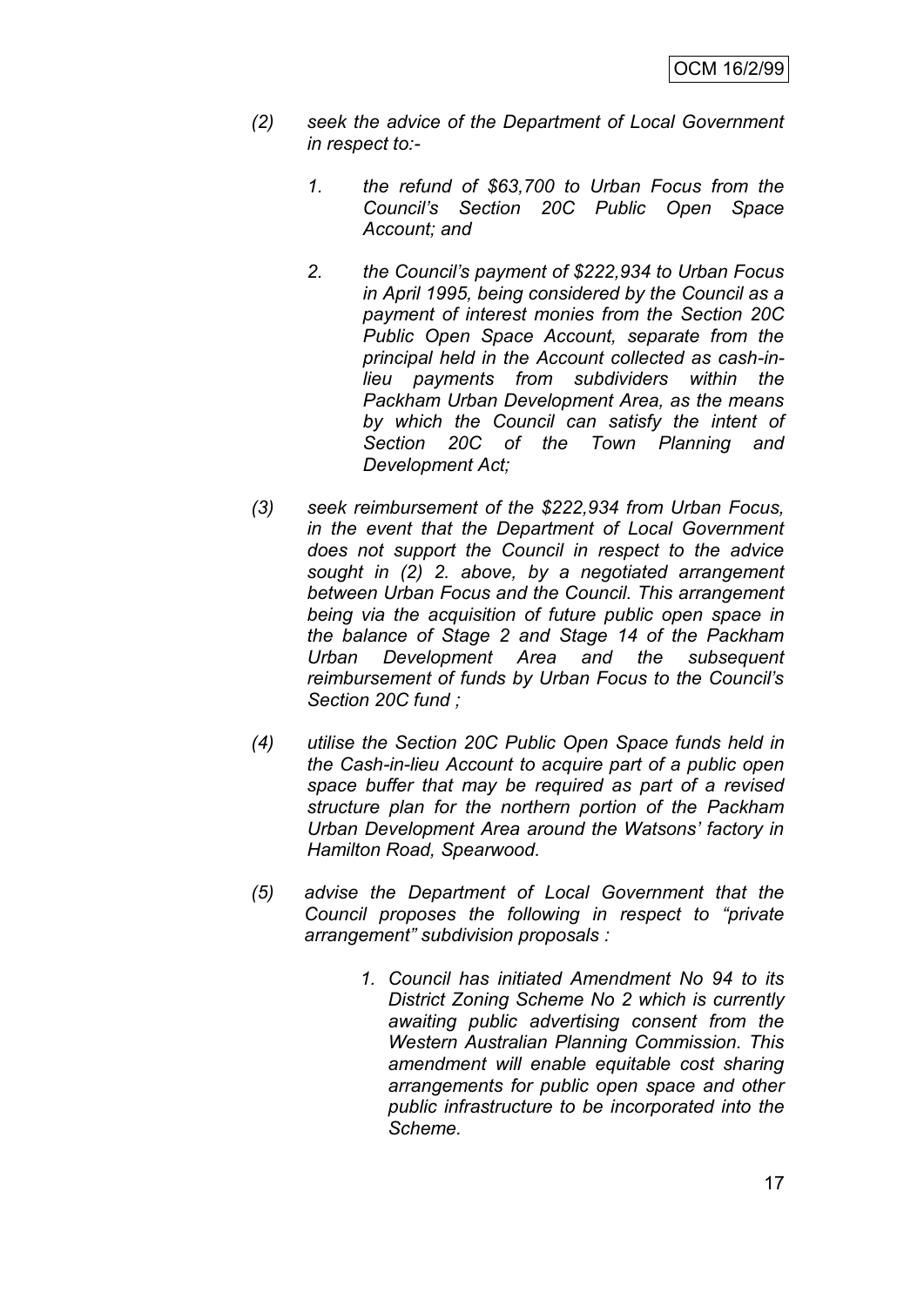*(2) seek the advice of the Department of Local Government in respect to:-*

> *1. the refund of $63,700 to Urban Focus from the Council's Section 20C Public Open Space Account; and*
>
> *2. the Council's payment of $222,934 to Urban Focus in April 1995, being considered by the Council as a payment of interest monies from the Section 20C Public Open Space Account, separate from the principal held in the Account collected as cash-in-lieu payments from subdividers within the Packham Urban Development Area, as the means by which the Council can satisfy the intent of Section 20C of the Town Planning and Development Act;*

*(3) seek reimbursement of the $222,934 from Urban Focus, in the event that the Department of Local Government does not support the Council in respect to the advice sought in (2) 2. above, by a negotiated arrangement between Urban Focus and the Council. This arrangement being via the acquisition of future public open space in the balance of Stage 2 and Stage 14 of the Packham Urban Development Area and the subsequent reimbursement of funds by Urban Focus to the Council's Section 20C fund ;*

*(4) utilise the Section 20C Public Open Space funds held in the Cash-in-lieu Account to acquire part of a public open space buffer that may be required as part of a revised structure plan for the northern portion of the Packham Urban Development Area around the Watsons' factory in Hamilton Road, Spearwood.*

*(5) advise the Department of Local Government that the Council proposes the following in respect to "private arrangement" subdivision proposals :*

> *1. Council has initiated Amendment No 94 to its District Zoning Scheme No 2 which is currently awaiting public advertising consent from the Western Australian Planning Commission. This amendment will enable equitable cost sharing arrangements for public open space and other public infrastructure to be incorporated into the Scheme.*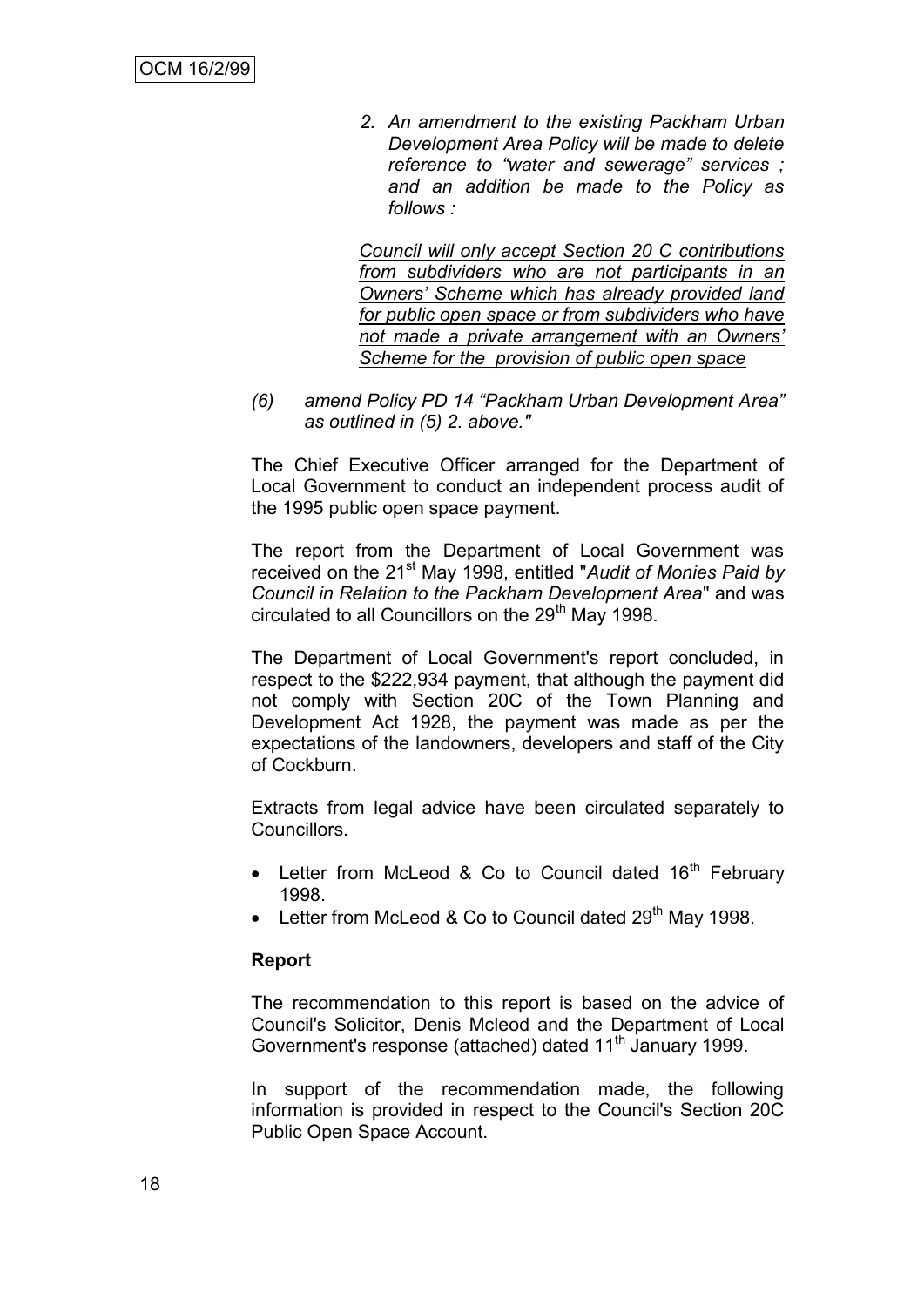*2. An amendment to the existing Packham Urban Development Area Policy will be made to delete reference to "water and sewerage" services ; and an addition be made to the Policy as follows :*

*<u>Council will only accept Section 20 C contributions from subdividers who are not participants in an Owners' Scheme which has already provided land for public open space or from subdividers who have not made a private arrangement with an Owners' Scheme for the provision of public open space</u>*

*(6) amend Policy PD 14 "Packham Urban Development Area" as outlined in (5) 2. above."*

The Chief Executive Officer arranged for the Department of Local Government to conduct an independent process audit of the 1995 public open space payment.

The report from the Department of Local Government was received on the 21st May 1998, entitled "*Audit of Monies Paid by Council in Relation to the Packham Development Area*" and was circulated to all Councillors on the 29th May 1998.

The Department of Local Government's report concluded, in respect to the $222,934 payment, that although the payment did not comply with Section 20C of the Town Planning and Development Act 1928, the payment was made as per the expectations of the landowners, developers and staff of the City of Cockburn.

Extracts from legal advice have been circulated separately to Councillors.

- Letter from McLeod & Co to Council dated 16th February 1998.
- Letter from McLeod & Co to Council dated 29th May 1998.

**Report**

The recommendation to this report is based on the advice of Council's Solicitor, Denis Mcleod and the Department of Local Government's response (attached) dated 11th January 1999.

In support of the recommendation made, the following information is provided in respect to the Council's Section 20C Public Open Space Account.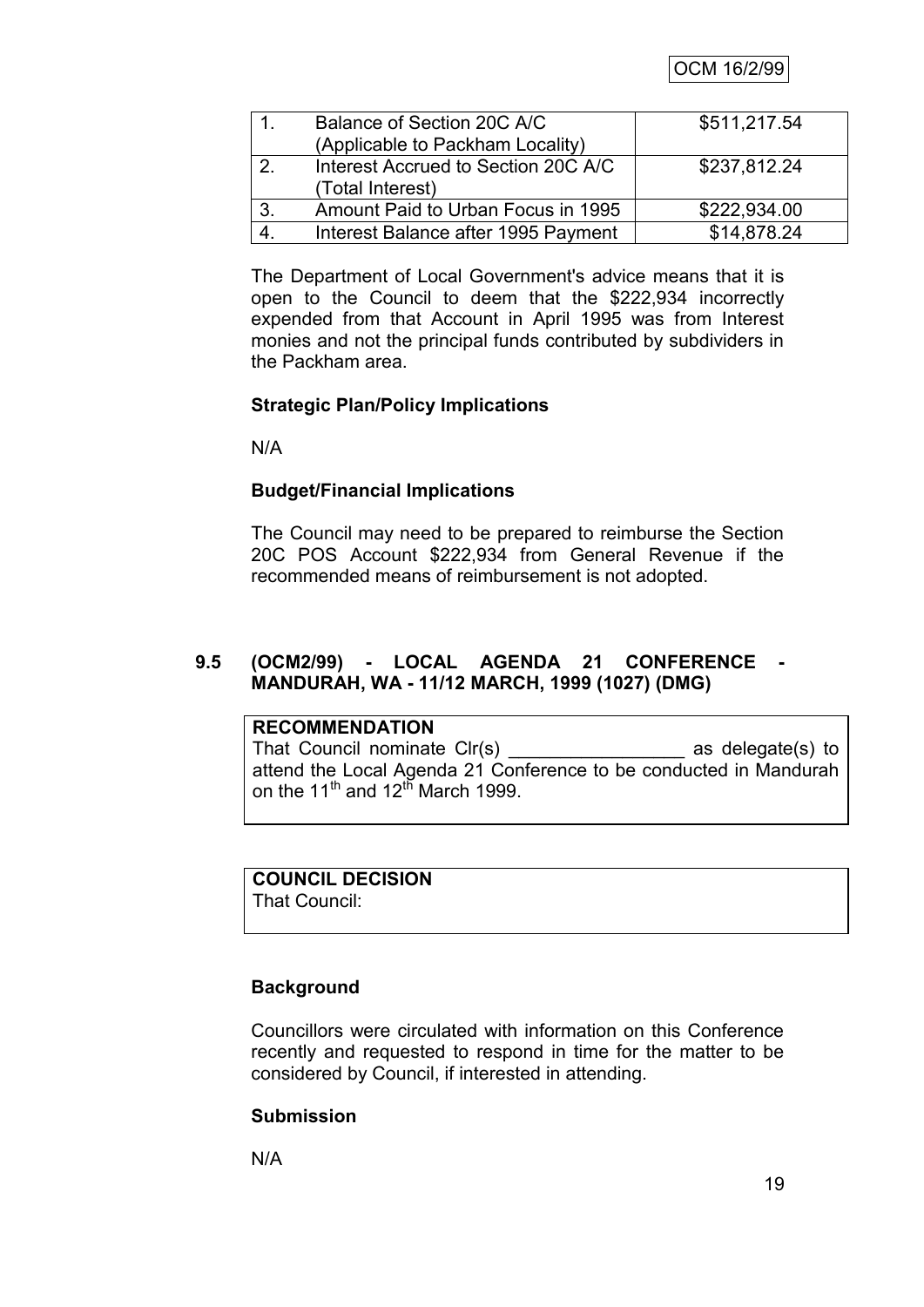| | | |
|---|---|---|
| 1. | Balance of Section 20C A/C (Applicable to Packham Locality) | \$511,217.54 |
| 2. | Interest Accrued to Section 20C A/C (Total Interest) | \$237,812.24 |
| 3. | Amount Paid to Urban Focus in 1995 | \$222,934.00 |
| 4. | Interest Balance after 1995 Payment | \$14,878.24 |

The Department of Local Government's advice means that it is open to the Council to deem that the \$222,934 incorrectly expended from that Account in April 1995 was from Interest monies and not the principal funds contributed by subdividers in the Packham area.

**Strategic Plan/Policy Implications**

N/A

**Budget/Financial Implications**

The Council may need to be prepared to reimburse the Section 20C POS Account \$222,934 from General Revenue if the recommended means of reimbursement is not adopted.

## 9.5 (OCM2/99) - LOCAL AGENDA 21 CONFERENCE - MANDURAH, WA - 11/12 MARCH, 1999 (1027) (DMG)

**RECOMMENDATION**

That Council nominate Clr(s) _________________ as delegate(s) to attend the Local Agenda 21 Conference to be conducted in Mandurah on the 11th and 12th March 1999.

**COUNCIL DECISION**

That Council:

**Background**

Councillors were circulated with information on this Conference recently and requested to respond in time for the matter to be considered by Council, if interested in attending.

**Submission**

N/A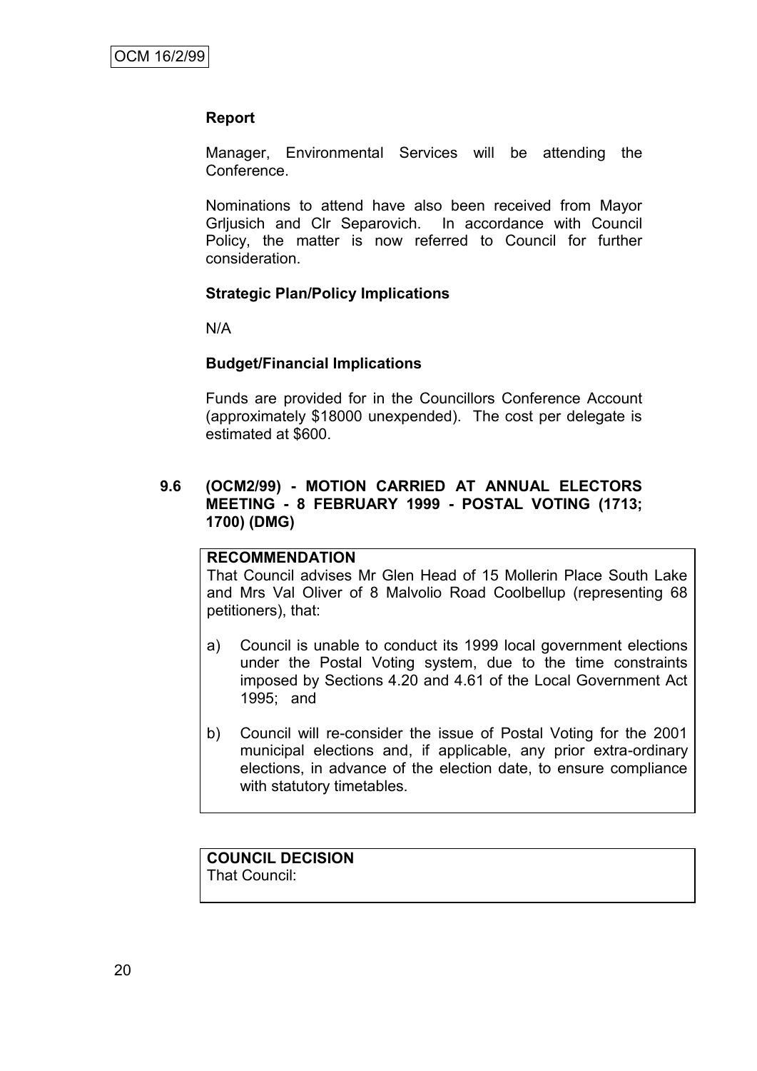**Report**

Manager, Environmental Services will be attending the Conference.

Nominations to attend have also been received from Mayor Grljusich and Clr Separovich. In accordance with Council Policy, the matter is now referred to Council for further consideration.

**Strategic Plan/Policy Implications**

N/A

**Budget/Financial Implications**

Funds are provided for in the Councillors Conference Account (approximately $18000 unexpended). The cost per delegate is estimated at $600.

### 9.6 (OCM2/99) - MOTION CARRIED AT ANNUAL ELECTORS MEETING - 8 FEBRUARY 1999 - POSTAL VOTING (1713; 1700) (DMG)

**RECOMMENDATION**

That Council advises Mr Glen Head of 15 Mollerin Place South Lake and Mrs Val Oliver of 8 Malvolio Road Coolbellup (representing 68 petitioners), that:

a) Council is unable to conduct its 1999 local government elections under the Postal Voting system, due to the time constraints imposed by Sections 4.20 and 4.61 of the Local Government Act 1995; and

b) Council will re-consider the issue of Postal Voting for the 2001 municipal elections and, if applicable, any prior extra-ordinary elections, in advance of the election date, to ensure compliance with statutory timetables.

**COUNCIL DECISION**

That Council: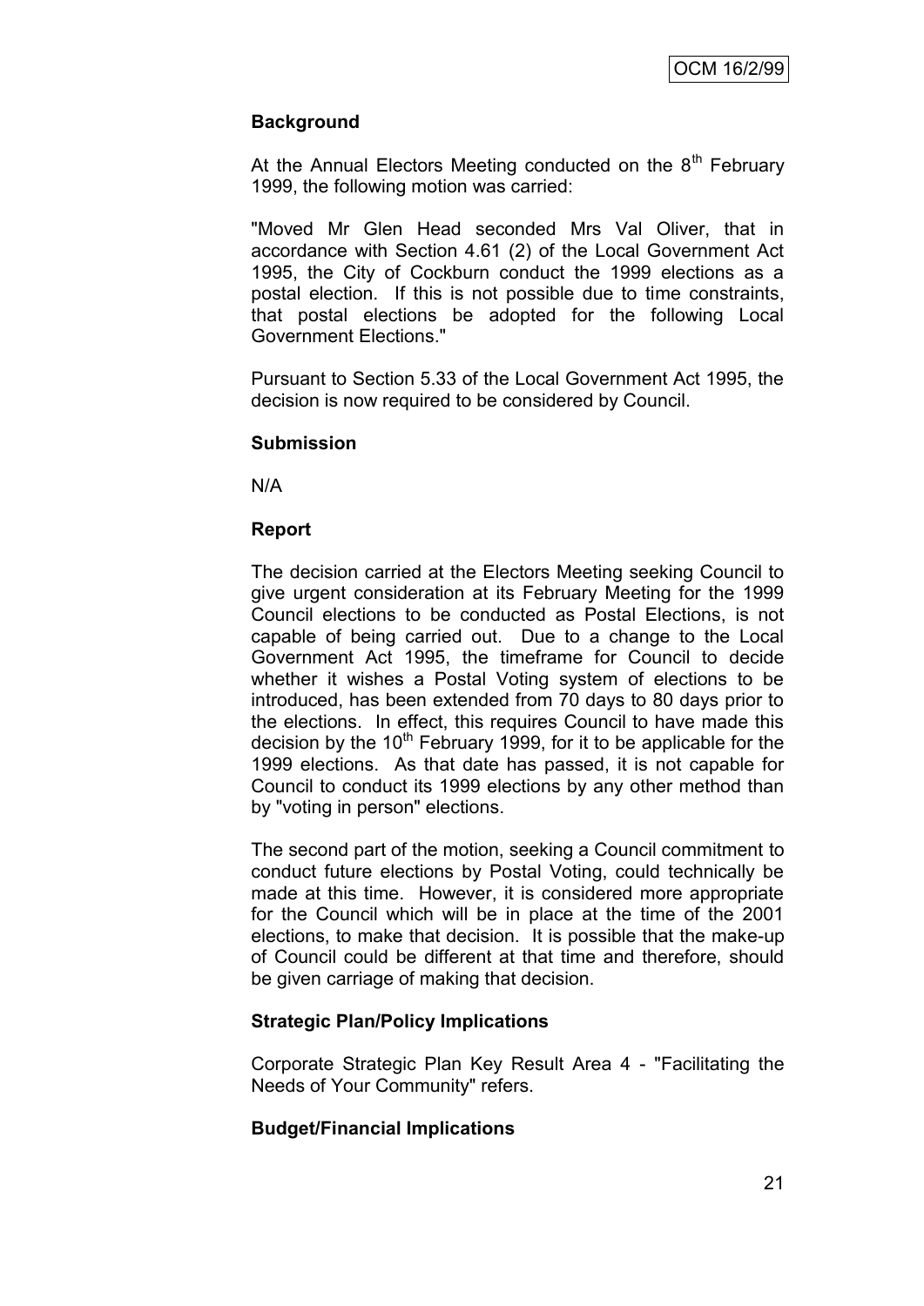### Background

At the Annual Electors Meeting conducted on the 8th February 1999, the following motion was carried:

"Moved Mr Glen Head seconded Mrs Val Oliver, that in accordance with Section 4.61 (2) of the Local Government Act 1995, the City of Cockburn conduct the 1999 elections as a postal election. If this is not possible due to time constraints, that postal elections be adopted for the following Local Government Elections."

Pursuant to Section 5.33 of the Local Government Act 1995, the decision is now required to be considered by Council.

### Submission

N/A

### Report

The decision carried at the Electors Meeting seeking Council to give urgent consideration at its February Meeting for the 1999 Council elections to be conducted as Postal Elections, is not capable of being carried out. Due to a change to the Local Government Act 1995, the timeframe for Council to decide whether it wishes a Postal Voting system of elections to be introduced, has been extended from 70 days to 80 days prior to the elections. In effect, this requires Council to have made this decision by the 10th February 1999, for it to be applicable for the 1999 elections. As that date has passed, it is not capable for Council to conduct its 1999 elections by any other method than by "voting in person" elections.

The second part of the motion, seeking a Council commitment to conduct future elections by Postal Voting, could technically be made at this time. However, it is considered more appropriate for the Council which will be in place at the time of the 2001 elections, to make that decision. It is possible that the make-up of Council could be different at that time and therefore, should be given carriage of making that decision.

### Strategic Plan/Policy Implications

Corporate Strategic Plan Key Result Area 4 - "Facilitating the Needs of Your Community" refers.

### Budget/Financial Implications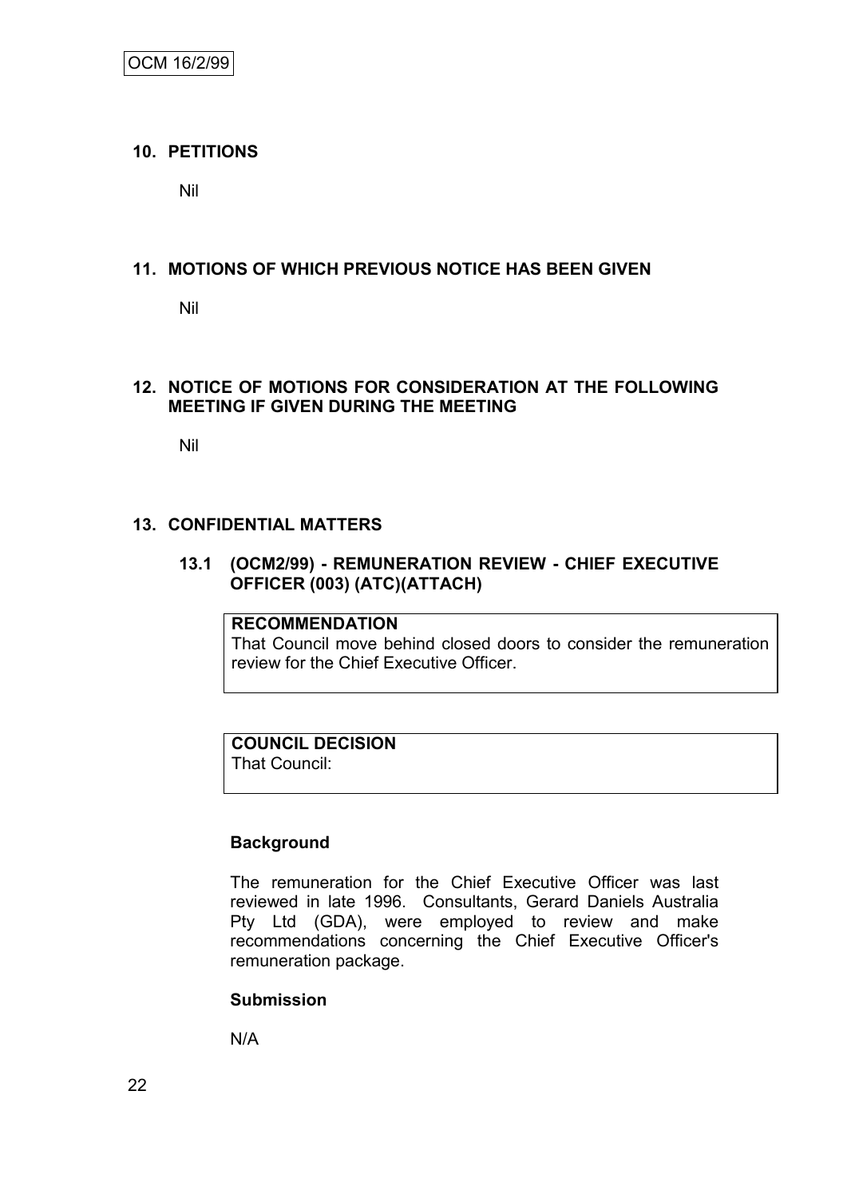## 10. PETITIONS

Nil

## 11. MOTIONS OF WHICH PREVIOUS NOTICE HAS BEEN GIVEN

Nil

## 12. NOTICE OF MOTIONS FOR CONSIDERATION AT THE FOLLOWING MEETING IF GIVEN DURING THE MEETING

Nil

## 13. CONFIDENTIAL MATTERS

### 13.1 (OCM2/99) - REMUNERATION REVIEW - CHIEF EXECUTIVE OFFICER (003) (ATC)(ATTACH)

**RECOMMENDATION**
That Council move behind closed doors to consider the remuneration review for the Chief Executive Officer.

**COUNCIL DECISION**
That Council:

**Background**

The remuneration for the Chief Executive Officer was last reviewed in late 1996. Consultants, Gerard Daniels Australia Pty Ltd (GDA), were employed to review and make recommendations concerning the Chief Executive Officer's remuneration package.

**Submission**

N/A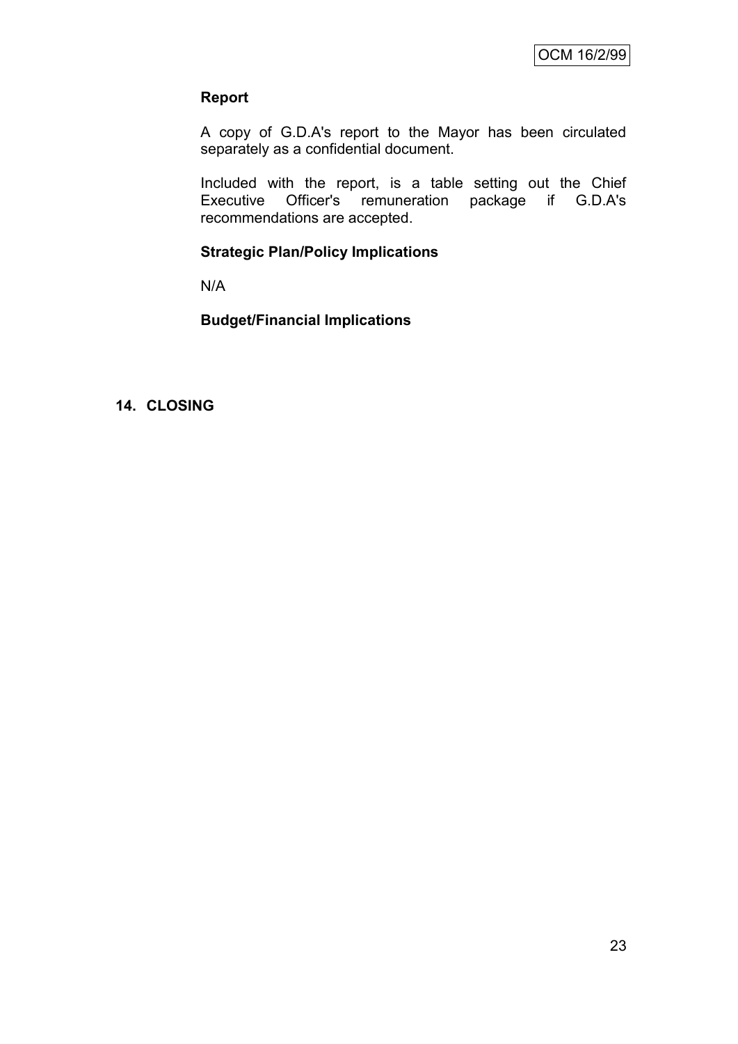**Report**

A copy of G.D.A's report to the Mayor has been circulated separately as a confidential document.

Included with the report, is a table setting out the Chief Executive Officer's remuneration package if G.D.A's recommendations are accepted.

**Strategic Plan/Policy Implications**

N/A

**Budget/Financial Implications**

## 14. CLOSING